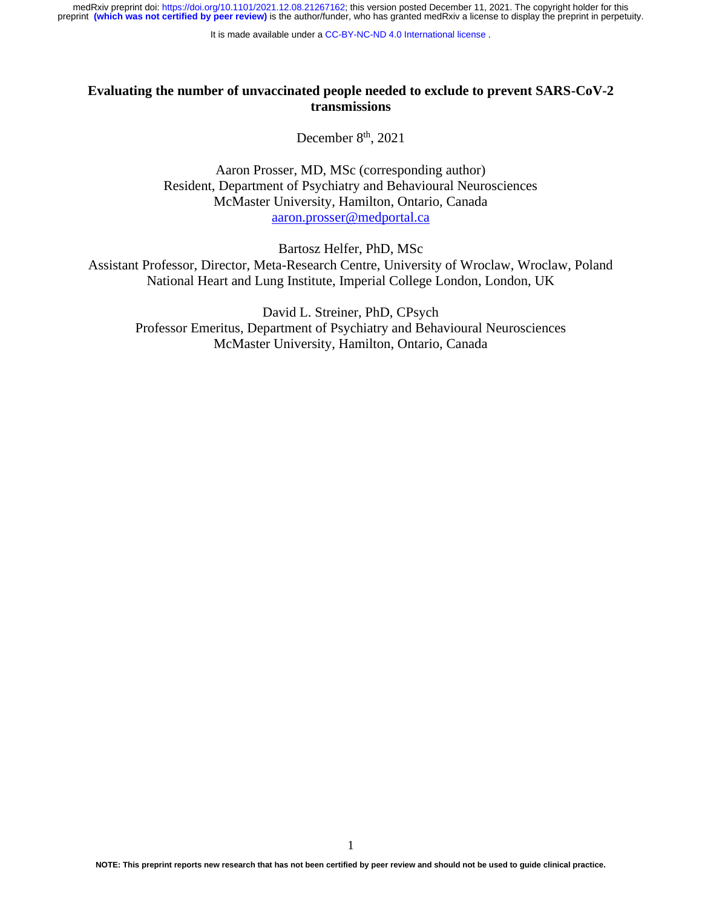# Evaluating the number of unvaccinated people needed to exclude to prevent SARS-CoV-2 transmissions

December 8[th], 2021

Aaron Prosser, MD, MSc (corresponding author)
Resident, Department of Psychiatry and Behavioural Neurosciences
McMaster University, Hamilton, Ontario, Canada
aaron.prosser@medportal.ca

Bartosz Helfer, PhD, MSc
Assistant Professor, Director, Meta-Research Centre, University of Wroclaw, Wroclaw, Poland
National Heart and Lung Institute, Imperial College London, London, UK

David L. Streiner, PhD, CPsych
Professor Emeritus, Department of Psychiatry and Behavioural Neurosciences
McMaster University, Hamilton, Ontario, Canada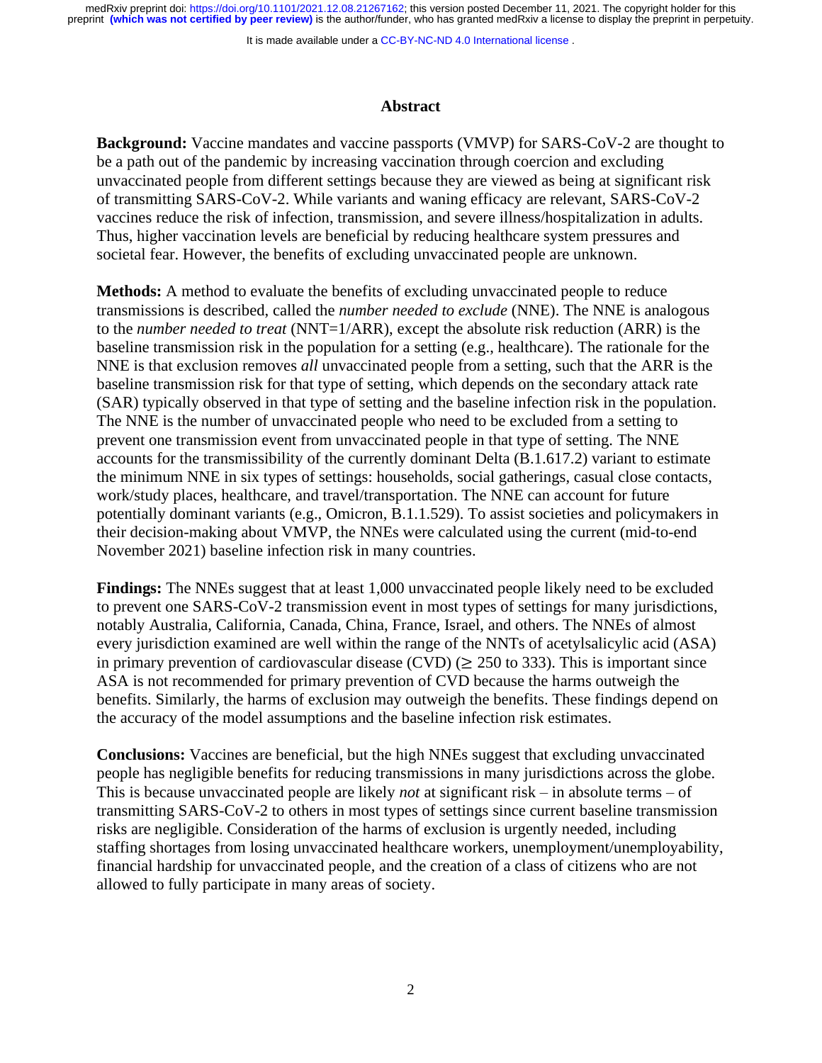## Abstract

**Background:** Vaccine mandates and vaccine passports (VMVP) for SARS-CoV-2 are thought to be a path out of the pandemic by increasing vaccination through coercion and excluding unvaccinated people from different settings because they are viewed as being at significant risk of transmitting SARS-CoV-2. While variants and waning efficacy are relevant, SARS-CoV-2 vaccines reduce the risk of infection, transmission, and severe illness/hospitalization in adults. Thus, higher vaccination levels are beneficial by reducing healthcare system pressures and societal fear. However, the benefits of excluding unvaccinated people are unknown.

**Methods:** A method to evaluate the benefits of excluding unvaccinated people to reduce transmissions is described, called the *number needed to exclude* (NNE). The NNE is analogous to the *number needed to treat* (NNT=1/ARR), except the absolute risk reduction (ARR) is the baseline transmission risk in the population for a setting (e.g., healthcare). The rationale for the NNE is that exclusion removes *all* unvaccinated people from a setting, such that the ARR is the baseline transmission risk for that type of setting, which depends on the secondary attack rate (SAR) typically observed in that type of setting and the baseline infection risk in the population. The NNE is the number of unvaccinated people who need to be excluded from a setting to prevent one transmission event from unvaccinated people in that type of setting. The NNE accounts for the transmissibility of the currently dominant Delta (B.1.617.2) variant to estimate the minimum NNE in six types of settings: households, social gatherings, casual close contacts, work/study places, healthcare, and travel/transportation. The NNE can account for future potentially dominant variants (e.g., Omicron, B.1.1.529). To assist societies and policymakers in their decision-making about VMVP, the NNEs were calculated using the current (mid-to-end November 2021) baseline infection risk in many countries.

**Findings:** The NNEs suggest that at least 1,000 unvaccinated people likely need to be excluded to prevent one SARS-CoV-2 transmission event in most types of settings for many jurisdictions, notably Australia, California, Canada, China, France, Israel, and others. The NNEs of almost every jurisdiction examined are well within the range of the NNTs of acetylsalicylic acid (ASA) in primary prevention of cardiovascular disease (CVD) ($\geq$ 250 to 333). This is important since ASA is not recommended for primary prevention of CVD because the harms outweigh the benefits. Similarly, the harms of exclusion may outweigh the benefits. These findings depend on the accuracy of the model assumptions and the baseline infection risk estimates.

**Conclusions:** Vaccines are beneficial, but the high NNEs suggest that excluding unvaccinated people has negligible benefits for reducing transmissions in many jurisdictions across the globe. This is because unvaccinated people are likely *not* at significant risk – in absolute terms – of transmitting SARS-CoV-2 to others in most types of settings since current baseline transmission risks are negligible. Consideration of the harms of exclusion is urgently needed, including staffing shortages from losing unvaccinated healthcare workers, unemployment/unemployability, financial hardship for unvaccinated people, and the creation of a class of citizens who are not allowed to fully participate in many areas of society.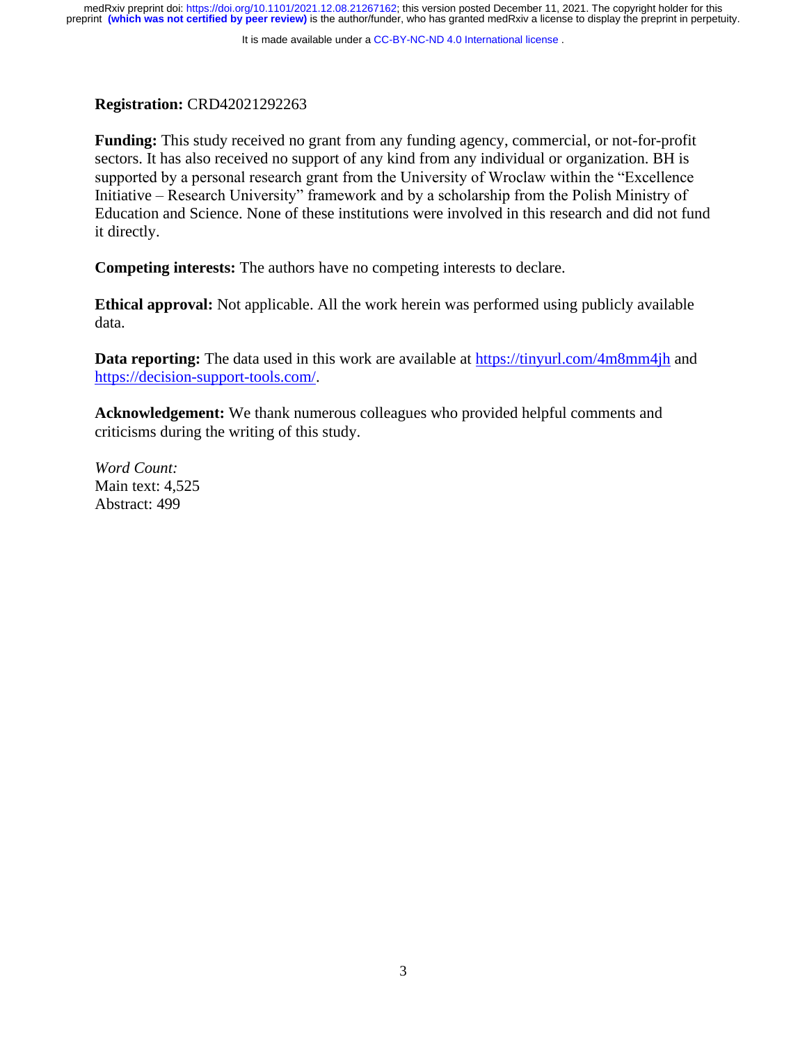**Registration:** CRD42021292263

**Funding:** This study received no grant from any funding agency, commercial, or not-for-profit sectors. It has also received no support of any kind from any individual or organization. BH is supported by a personal research grant from the University of Wroclaw within the "Excellence Initiative – Research University" framework and by a scholarship from the Polish Ministry of Education and Science. None of these institutions were involved in this research and did not fund it directly.

**Competing interests:** The authors have no competing interests to declare.

**Ethical approval:** Not applicable. All the work herein was performed using publicly available data.

**Data reporting:** The data used in this work are available at https://tinyurl.com/4m8mm4jh and https://decision-support-tools.com/.

**Acknowledgement:** We thank numerous colleagues who provided helpful comments and criticisms during the writing of this study.

*Word Count:*
Main text: 4,525
Abstract: 499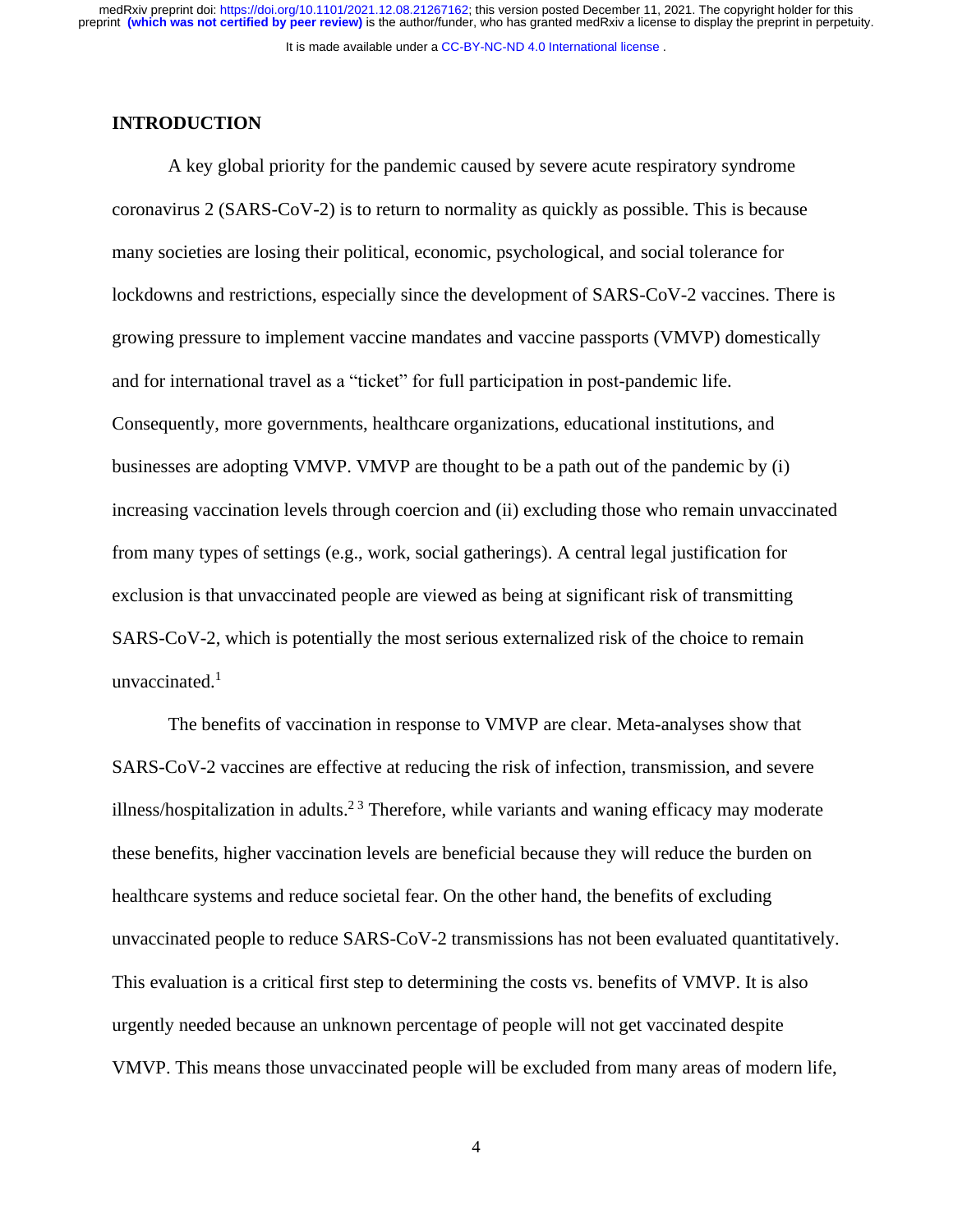## INTRODUCTION

A key global priority for the pandemic caused by severe acute respiratory syndrome coronavirus 2 (SARS-CoV-2) is to return to normality as quickly as possible. This is because many societies are losing their political, economic, psychological, and social tolerance for lockdowns and restrictions, especially since the development of SARS-CoV-2 vaccines. There is growing pressure to implement vaccine mandates and vaccine passports (VMVP) domestically and for international travel as a "ticket" for full participation in post-pandemic life. Consequently, more governments, healthcare organizations, educational institutions, and businesses are adopting VMVP. VMVP are thought to be a path out of the pandemic by (i) increasing vaccination levels through coercion and (ii) excluding those who remain unvaccinated from many types of settings (e.g., work, social gatherings). A central legal justification for exclusion is that unvaccinated people are viewed as being at significant risk of transmitting SARS-CoV-2, which is potentially the most serious externalized risk of the choice to remain unvaccinated.[1]

The benefits of vaccination in response to VMVP are clear. Meta-analyses show that SARS-CoV-2 vaccines are effective at reducing the risk of infection, transmission, and severe illness/hospitalization in adults.[2 3] Therefore, while variants and waning efficacy may moderate these benefits, higher vaccination levels are beneficial because they will reduce the burden on healthcare systems and reduce societal fear. On the other hand, the benefits of excluding unvaccinated people to reduce SARS-CoV-2 transmissions has not been evaluated quantitatively. This evaluation is a critical first step to determining the costs vs. benefits of VMVP. It is also urgently needed because an unknown percentage of people will not get vaccinated despite VMVP. This means those unvaccinated people will be excluded from many areas of modern life,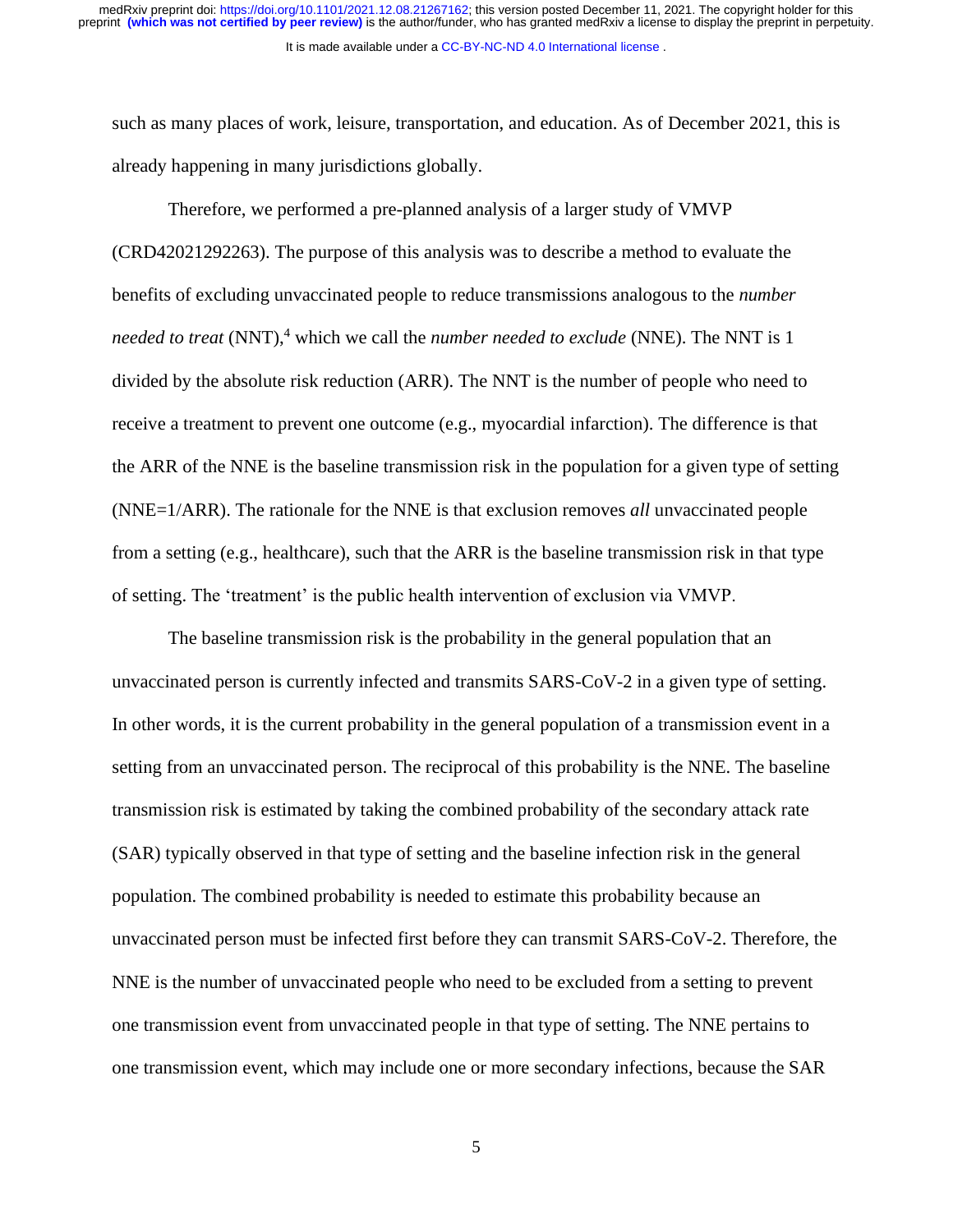such as many places of work, leisure, transportation, and education. As of December 2021, this is already happening in many jurisdictions globally.

Therefore, we performed a pre-planned analysis of a larger study of VMVP (CRD42021292263). The purpose of this analysis was to describe a method to evaluate the benefits of excluding unvaccinated people to reduce transmissions analogous to the *number needed to treat* (NNT),[4] which we call the *number needed to exclude* (NNE). The NNT is 1 divided by the absolute risk reduction (ARR). The NNT is the number of people who need to receive a treatment to prevent one outcome (e.g., myocardial infarction). The difference is that the ARR of the NNE is the baseline transmission risk in the population for a given type of setting (NNE=1/ARR). The rationale for the NNE is that exclusion removes *all* unvaccinated people from a setting (e.g., healthcare), such that the ARR is the baseline transmission risk in that type of setting. The 'treatment' is the public health intervention of exclusion via VMVP.

The baseline transmission risk is the probability in the general population that an unvaccinated person is currently infected and transmits SARS-CoV-2 in a given type of setting. In other words, it is the current probability in the general population of a transmission event in a setting from an unvaccinated person. The reciprocal of this probability is the NNE. The baseline transmission risk is estimated by taking the combined probability of the secondary attack rate (SAR) typically observed in that type of setting and the baseline infection risk in the general population. The combined probability is needed to estimate this probability because an unvaccinated person must be infected first before they can transmit SARS-CoV-2. Therefore, the NNE is the number of unvaccinated people who need to be excluded from a setting to prevent one transmission event from unvaccinated people in that type of setting. The NNE pertains to one transmission event, which may include one or more secondary infections, because the SAR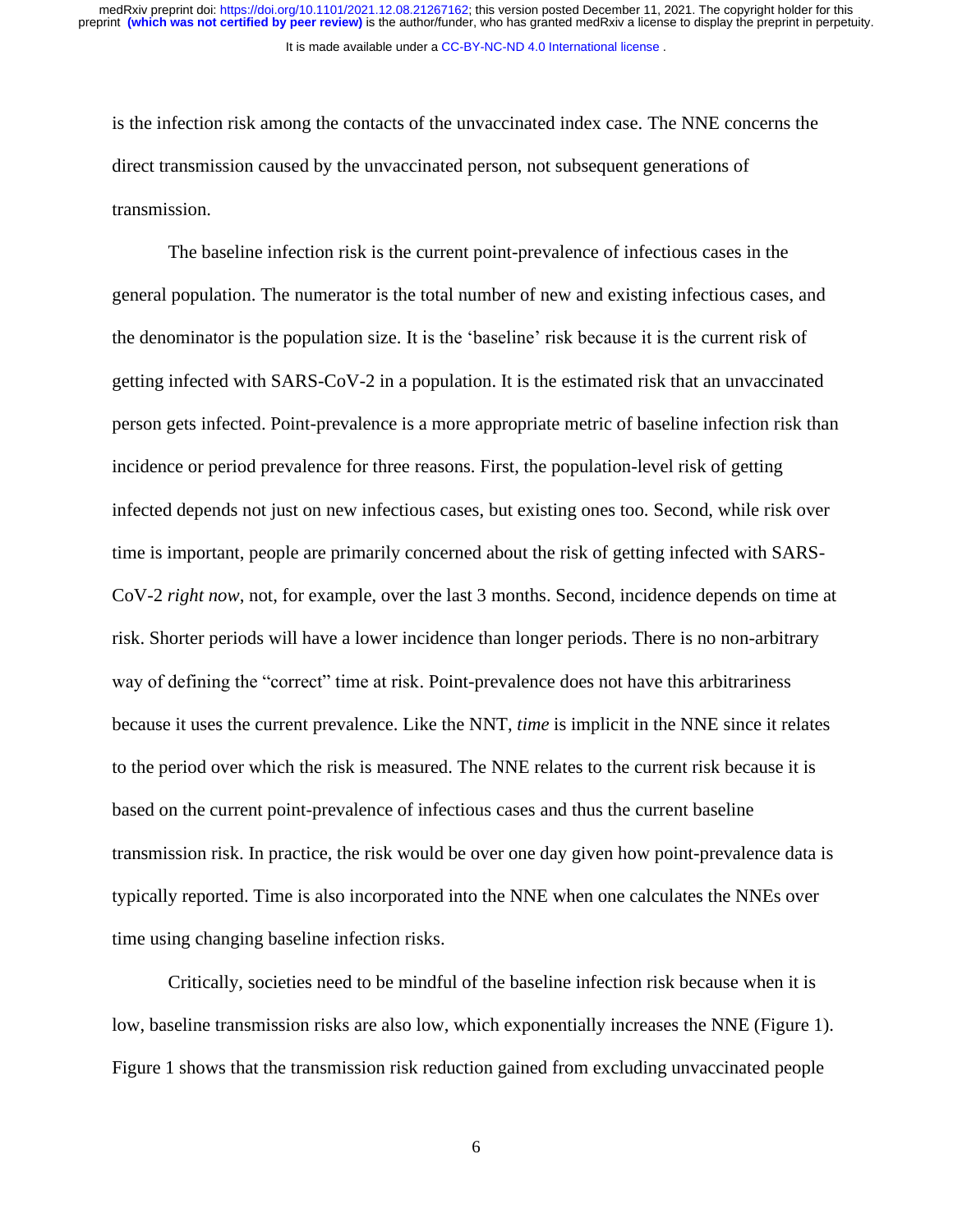is the infection risk among the contacts of the unvaccinated index case. The NNE concerns the direct transmission caused by the unvaccinated person, not subsequent generations of transmission.

The baseline infection risk is the current point-prevalence of infectious cases in the general population. The numerator is the total number of new and existing infectious cases, and the denominator is the population size. It is the 'baseline' risk because it is the current risk of getting infected with SARS-CoV-2 in a population. It is the estimated risk that an unvaccinated person gets infected. Point-prevalence is a more appropriate metric of baseline infection risk than incidence or period prevalence for three reasons. First, the population-level risk of getting infected depends not just on new infectious cases, but existing ones too. Second, while risk over time is important, people are primarily concerned about the risk of getting infected with SARS-CoV-2 *right now*, not, for example, over the last 3 months. Second, incidence depends on time at risk. Shorter periods will have a lower incidence than longer periods. There is no non-arbitrary way of defining the "correct" time at risk. Point-prevalence does not have this arbitrariness because it uses the current prevalence. Like the NNT, *time* is implicit in the NNE since it relates to the period over which the risk is measured. The NNE relates to the current risk because it is based on the current point-prevalence of infectious cases and thus the current baseline transmission risk. In practice, the risk would be over one day given how point-prevalence data is typically reported. Time is also incorporated into the NNE when one calculates the NNEs over time using changing baseline infection risks.

Critically, societies need to be mindful of the baseline infection risk because when it is low, baseline transmission risks are also low, which exponentially increases the NNE (Figure 1). Figure 1 shows that the transmission risk reduction gained from excluding unvaccinated people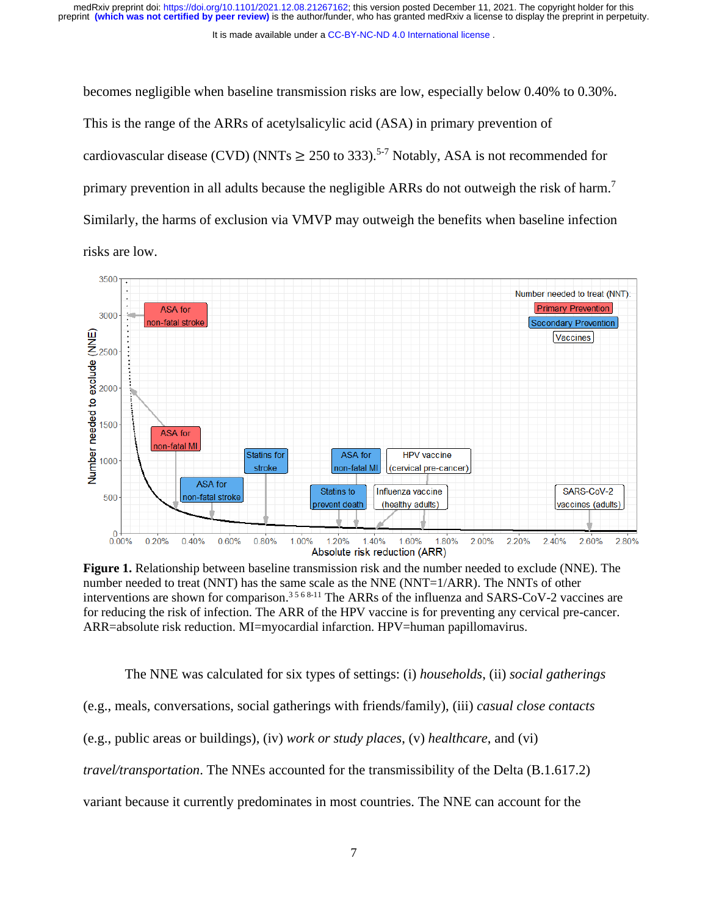becomes negligible when baseline transmission risks are low, especially below 0.40% to 0.30%. This is the range of the ARRs of acetylsalicylic acid (ASA) in primary prevention of cardiovascular disease (CVD) (NNTs ≥ 250 to 333).[5-7] Notably, ASA is not recommended for primary prevention in all adults because the negligible ARRs do not outweigh the risk of harm.[7] Similarly, the harms of exclusion via VMVP may outweigh the benefits when baseline infection risks are low.

**Figure 1.** Relationship between baseline transmission risk and the number needed to exclude (NNE). The number needed to treat (NNT) has the same scale as the NNE (NNT=1/ARR). The NNTs of other interventions are shown for comparison.[3 5 6 8-11] The ARRs of the influenza and SARS-CoV-2 vaccines are for reducing the risk of infection. The ARR of the HPV vaccine is for preventing any cervical pre-cancer. ARR=absolute risk reduction. MI=myocardial infarction. HPV=human papillomavirus.

The NNE was calculated for six types of settings: (i) *households*, (ii) *social gatherings* (e.g., meals, conversations, social gatherings with friends/family), (iii) *casual close contacts* (e.g., public areas or buildings), (iv) *work or study places*, (v) *healthcare*, and (vi) *travel/transportation*. The NNEs accounted for the transmissibility of the Delta (B.1.617.2) variant because it currently predominates in most countries. The NNE can account for the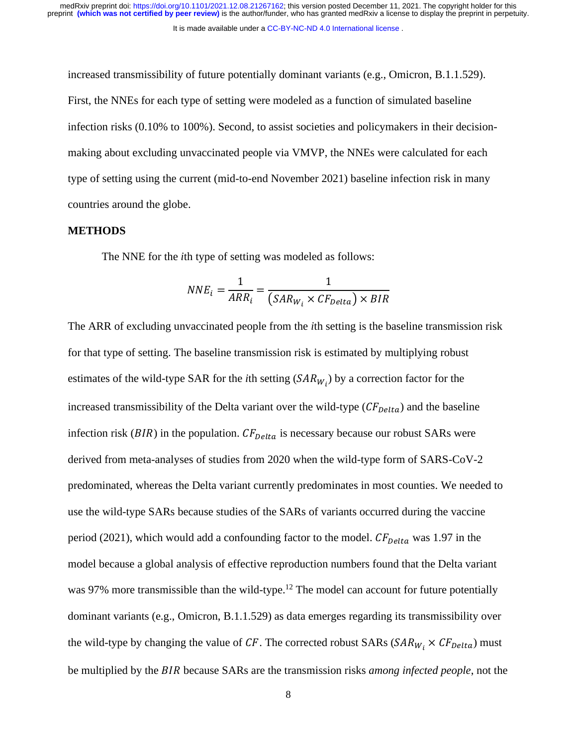increased transmissibility of future potentially dominant variants (e.g., Omicron, B.1.1.529). First, the NNEs for each type of setting were modeled as a function of simulated baseline infection risks (0.10% to 100%). Second, to assist societies and policymakers in their decision-making about excluding unvaccinated people via VMVP, the NNEs were calculated for each type of setting using the current (mid-to-end November 2021) baseline infection risk in many countries around the globe.

## METHODS

The NNE for the *i*th type of setting was modeled as follows:

$$NNE_i = \frac{1}{ARR_i} = \frac{1}{(SAR_{W_i} \times CF_{Delta}) \times BIR}$$

The ARR of excluding unvaccinated people from the *i*th setting is the baseline transmission risk for that type of setting. The baseline transmission risk is estimated by multiplying robust estimates of the wild-type SAR for the *i*th setting ($SAR_{W_i}$) by a correction factor for the increased transmissibility of the Delta variant over the wild-type ($CF_{Delta}$) and the baseline infection risk ($BIR$) in the population. $CF_{Delta}$ is necessary because our robust SARs were derived from meta-analyses of studies from 2020 when the wild-type form of SARS-CoV-2 predominated, whereas the Delta variant currently predominates in most counties. We needed to use the wild-type SARs because studies of the SARs of variants occurred during the vaccine period (2021), which would add a confounding factor to the model. $CF_{Delta}$ was 1.97 in the model because a global analysis of effective reproduction numbers found that the Delta variant was 97% more transmissible than the wild-type.[12] The model can account for future potentially dominant variants (e.g., Omicron, B.1.1.529) as data emerges regarding its transmissibility over the wild-type by changing the value of $CF$. The corrected robust SARs ($SAR_{W_i} \times CF_{Delta}$) must be multiplied by the $BIR$ because SARs are the transmission risks *among infected people*, not the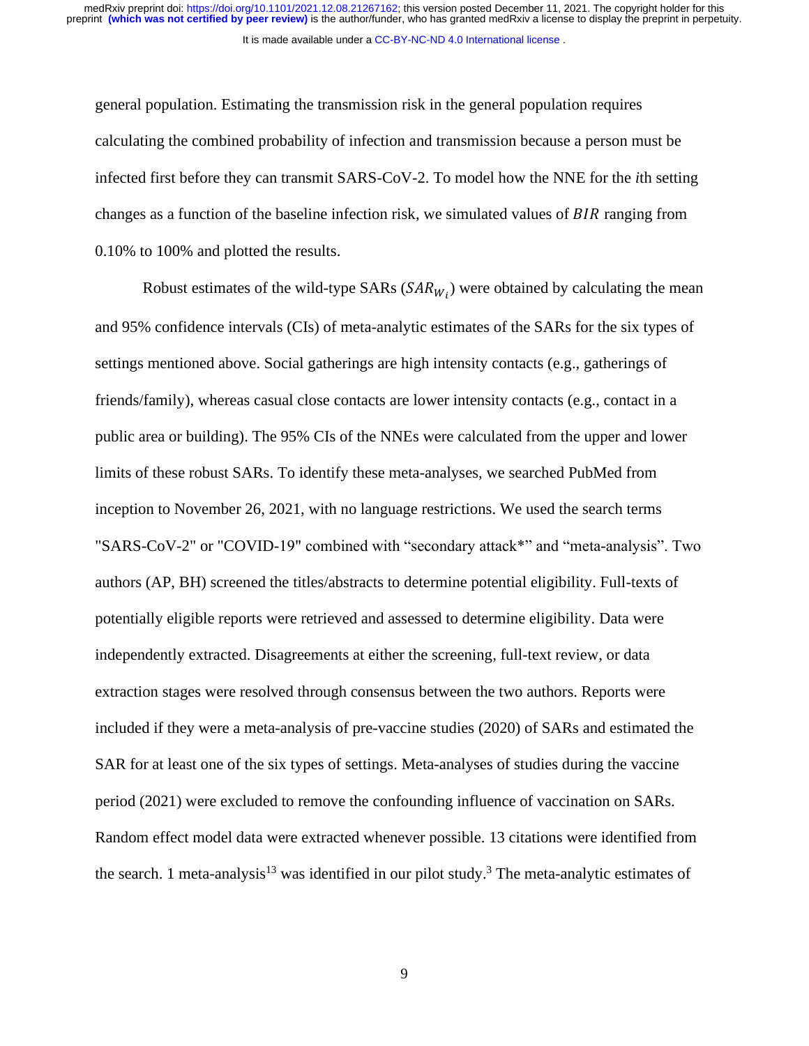general population. Estimating the transmission risk in the general population requires calculating the combined probability of infection and transmission because a person must be infected first before they can transmit SARS-CoV-2. To model how the NNE for the *i*th setting changes as a function of the baseline infection risk, we simulated values of $BIR$ ranging from 0.10% to 100% and plotted the results.

Robust estimates of the wild-type SARs ($SAR_{W_i}$) were obtained by calculating the mean and 95% confidence intervals (CIs) of meta-analytic estimates of the SARs for the six types of settings mentioned above. Social gatherings are high intensity contacts (e.g., gatherings of friends/family), whereas casual close contacts are lower intensity contacts (e.g., contact in a public area or building). The 95% CIs of the NNEs were calculated from the upper and lower limits of these robust SARs. To identify these meta-analyses, we searched PubMed from inception to November 26, 2021, with no language restrictions. We used the search terms "SARS-CoV-2" or "COVID-19" combined with "secondary attack*" and "meta-analysis". Two authors (AP, BH) screened the titles/abstracts to determine potential eligibility. Full-texts of potentially eligible reports were retrieved and assessed to determine eligibility. Data were independently extracted. Disagreements at either the screening, full-text review, or data extraction stages were resolved through consensus between the two authors. Reports were included if they were a meta-analysis of pre-vaccine studies (2020) of SARs and estimated the SAR for at least one of the six types of settings. Meta-analyses of studies during the vaccine period (2021) were excluded to remove the confounding influence of vaccination on SARs. Random effect model data were extracted whenever possible. 13 citations were identified from the search. 1 meta-analysis[13] was identified in our pilot study.[3] The meta-analytic estimates of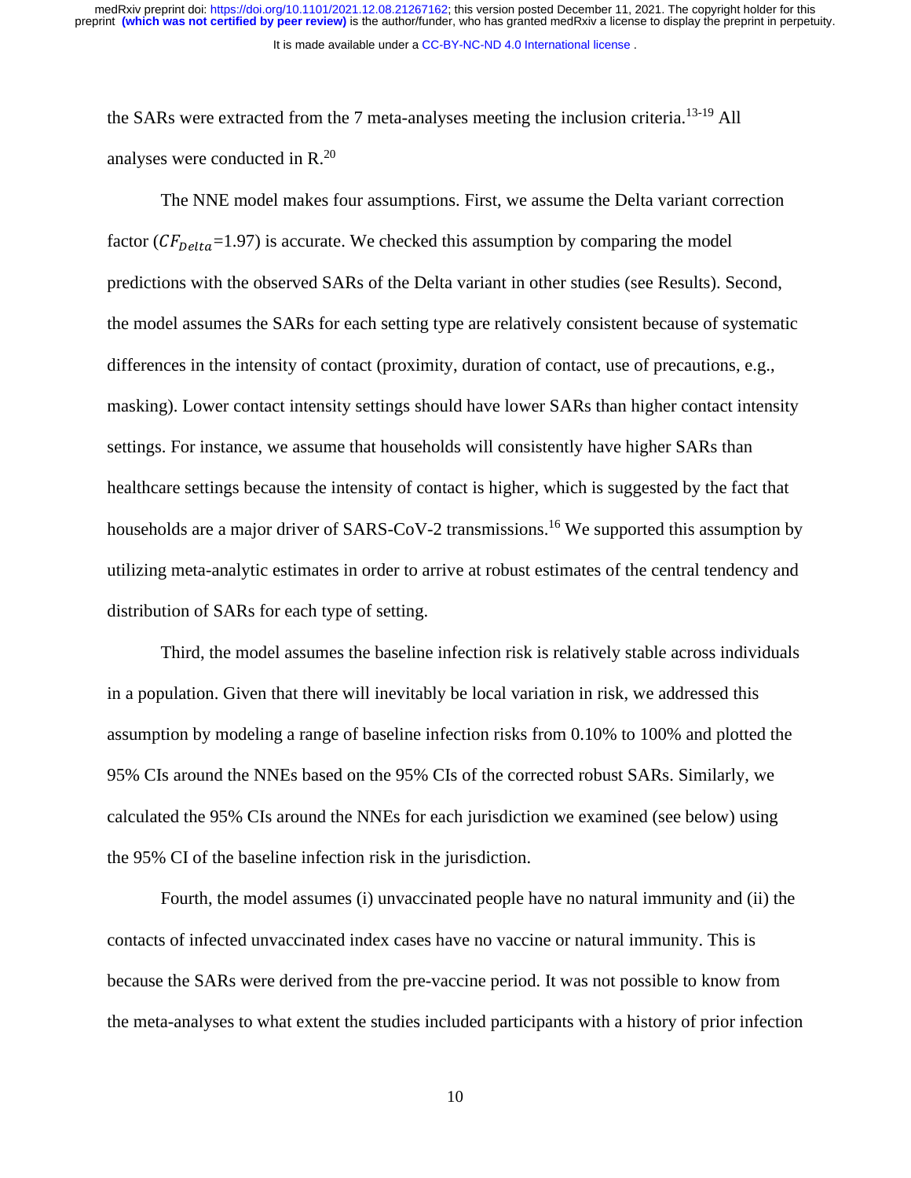the SARs were extracted from the 7 meta-analyses meeting the inclusion criteria.[13-19] All analyses were conducted in R.[20]

The NNE model makes four assumptions. First, we assume the Delta variant correction factor ($CF_{Delta}$=1.97) is accurate. We checked this assumption by comparing the model predictions with the observed SARs of the Delta variant in other studies (see Results). Second, the model assumes the SARs for each setting type are relatively consistent because of systematic differences in the intensity of contact (proximity, duration of contact, use of precautions, e.g., masking). Lower contact intensity settings should have lower SARs than higher contact intensity settings. For instance, we assume that households will consistently have higher SARs than healthcare settings because the intensity of contact is higher, which is suggested by the fact that households are a major driver of SARS-CoV-2 transmissions.[16] We supported this assumption by utilizing meta-analytic estimates in order to arrive at robust estimates of the central tendency and distribution of SARs for each type of setting.

Third, the model assumes the baseline infection risk is relatively stable across individuals in a population. Given that there will inevitably be local variation in risk, we addressed this assumption by modeling a range of baseline infection risks from 0.10% to 100% and plotted the 95% CIs around the NNEs based on the 95% CIs of the corrected robust SARs. Similarly, we calculated the 95% CIs around the NNEs for each jurisdiction we examined (see below) using the 95% CI of the baseline infection risk in the jurisdiction.

Fourth, the model assumes (i) unvaccinated people have no natural immunity and (ii) the contacts of infected unvaccinated index cases have no vaccine or natural immunity. This is because the SARs were derived from the pre-vaccine period. It was not possible to know from the meta-analyses to what extent the studies included participants with a history of prior infection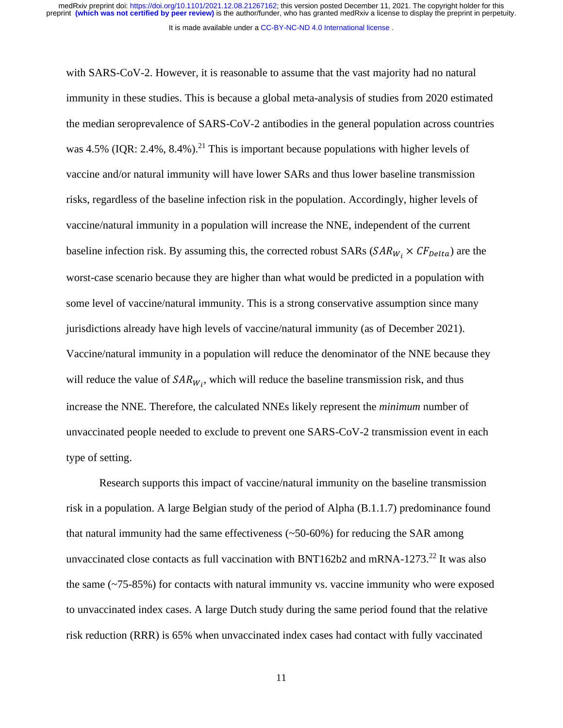with SARS-CoV-2. However, it is reasonable to assume that the vast majority had no natural immunity in these studies. This is because a global meta-analysis of studies from 2020 estimated the median seroprevalence of SARS-CoV-2 antibodies in the general population across countries was 4.5% (IQR: 2.4%, 8.4%).[21] This is important because populations with higher levels of vaccine and/or natural immunity will have lower SARs and thus lower baseline transmission risks, regardless of the baseline infection risk in the population. Accordingly, higher levels of vaccine/natural immunity in a population will increase the NNE, independent of the current baseline infection risk. By assuming this, the corrected robust SARs ($SAR_{W_i} \times CF_{Delta}$) are the worst-case scenario because they are higher than what would be predicted in a population with some level of vaccine/natural immunity. This is a strong conservative assumption since many jurisdictions already have high levels of vaccine/natural immunity (as of December 2021). Vaccine/natural immunity in a population will reduce the denominator of the NNE because they will reduce the value of $SAR_{W_i}$, which will reduce the baseline transmission risk, and thus increase the NNE. Therefore, the calculated NNEs likely represent the *minimum* number of unvaccinated people needed to exclude to prevent one SARS-CoV-2 transmission event in each type of setting.

Research supports this impact of vaccine/natural immunity on the baseline transmission risk in a population. A large Belgian study of the period of Alpha (B.1.1.7) predominance found that natural immunity had the same effectiveness (~50-60%) for reducing the SAR among unvaccinated close contacts as full vaccination with BNT162b2 and mRNA-1273.[22] It was also the same (~75-85%) for contacts with natural immunity vs. vaccine immunity who were exposed to unvaccinated index cases. A large Dutch study during the same period found that the relative risk reduction (RRR) is 65% when unvaccinated index cases had contact with fully vaccinated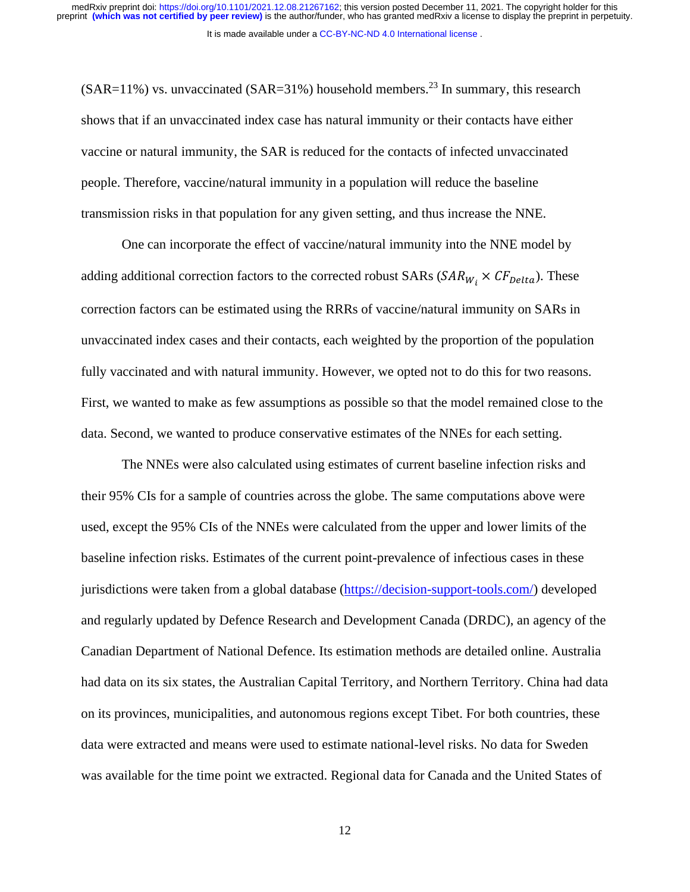(SAR=11%) vs. unvaccinated (SAR=31%) household members.[23] In summary, this research shows that if an unvaccinated index case has natural immunity or their contacts have either vaccine or natural immunity, the SAR is reduced for the contacts of infected unvaccinated people. Therefore, vaccine/natural immunity in a population will reduce the baseline transmission risks in that population for any given setting, and thus increase the NNE.

One can incorporate the effect of vaccine/natural immunity into the NNE model by adding additional correction factors to the corrected robust SARs ($SAR_{W_i} \times CF_{Delta}$). These correction factors can be estimated using the RRRs of vaccine/natural immunity on SARs in unvaccinated index cases and their contacts, each weighted by the proportion of the population fully vaccinated and with natural immunity. However, we opted not to do this for two reasons. First, we wanted to make as few assumptions as possible so that the model remained close to the data. Second, we wanted to produce conservative estimates of the NNEs for each setting.

The NNEs were also calculated using estimates of current baseline infection risks and their 95% CIs for a sample of countries across the globe. The same computations above were used, except the 95% CIs of the NNEs were calculated from the upper and lower limits of the baseline infection risks. Estimates of the current point-prevalence of infectious cases in these jurisdictions were taken from a global database (https://decision-support-tools.com/) developed and regularly updated by Defence Research and Development Canada (DRDC), an agency of the Canadian Department of National Defence. Its estimation methods are detailed online. Australia had data on its six states, the Australian Capital Territory, and Northern Territory. China had data on its provinces, municipalities, and autonomous regions except Tibet. For both countries, these data were extracted and means were used to estimate national-level risks. No data for Sweden was available for the time point we extracted. Regional data for Canada and the United States of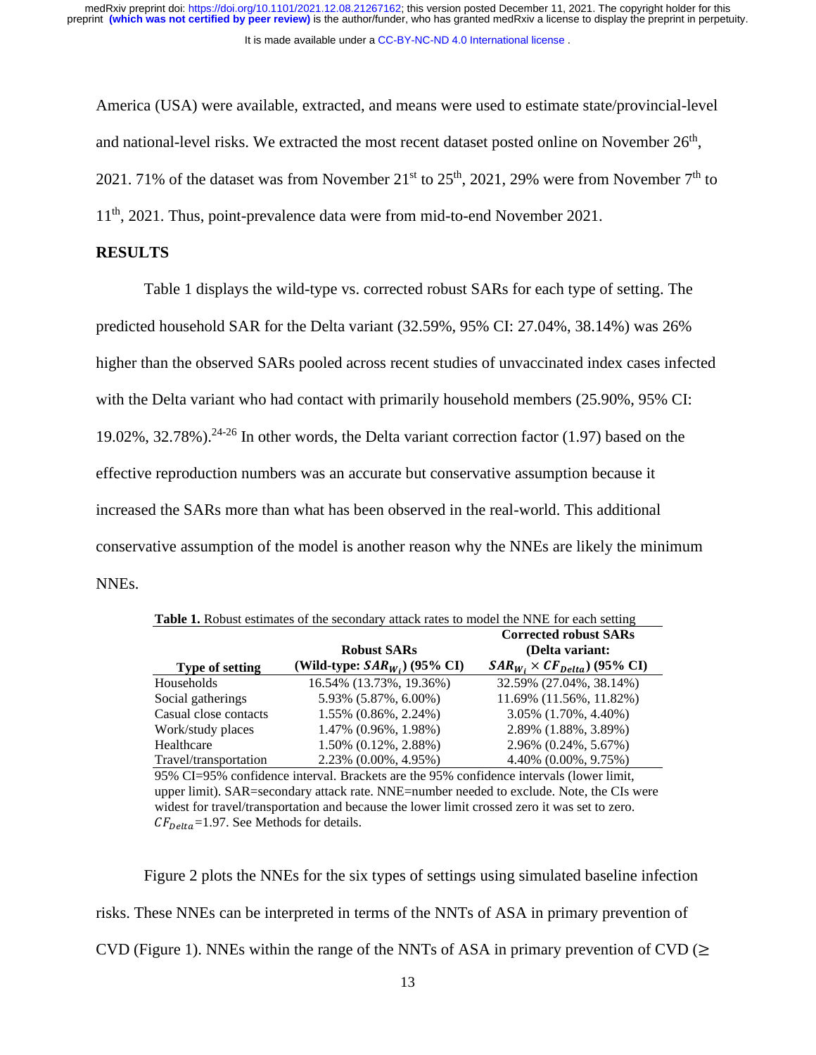America (USA) were available, extracted, and means were used to estimate state/provincial-level and national-level risks. We extracted the most recent dataset posted online on November 26th, 2021. 71% of the dataset was from November 21st to 25th, 2021, 29% were from November 7th to 11th, 2021. Thus, point-prevalence data were from mid-to-end November 2021.

## RESULTS

Table 1 displays the wild-type vs. corrected robust SARs for each type of setting. The predicted household SAR for the Delta variant (32.59%, 95% CI: 27.04%, 38.14%) was 26% higher than the observed SARs pooled across recent studies of unvaccinated index cases infected with the Delta variant who had contact with primarily household members (25.90%, 95% CI: 19.02%, 32.78%).[24-26] In other words, the Delta variant correction factor (1.97) based on the effective reproduction numbers was an accurate but conservative assumption because it increased the SARs more than what has been observed in the real-world. This additional conservative assumption of the model is another reason why the NNEs are likely the minimum NNEs.

**Table 1.** Robust estimates of the secondary attack rates to model the NNE for each setting

| Type of setting | Robust SARs (Wild-type: $SAR_{W_i}$) (95% CI) | Corrected robust SARs (Delta variant: $SAR_{W_i} \times CF_{Delta}$) (95% CI) |
|---|---|---|
| Households | 16.54% (13.73%, 19.36%) | 32.59% (27.04%, 38.14%) |
| Social gatherings | 5.93% (5.87%, 6.00%) | 11.69% (11.56%, 11.82%) |
| Casual close contacts | 1.55% (0.86%, 2.24%) | 3.05% (1.70%, 4.40%) |
| Work/study places | 1.47% (0.96%, 1.98%) | 2.89% (1.88%, 3.89%) |
| Healthcare | 1.50% (0.12%, 2.88%) | 2.96% (0.24%, 5.67%) |
| Travel/transportation | 2.23% (0.00%, 4.95%) | 4.40% (0.00%, 9.75%) |

95% CI=95% confidence interval. Brackets are the 95% confidence intervals (lower limit, upper limit). SAR=secondary attack rate. NNE=number needed to exclude. Note, the CIs were widest for travel/transportation and because the lower limit crossed zero it was set to zero. $CF_{Delta}$=1.97. See Methods for details.

Figure 2 plots the NNEs for the six types of settings using simulated baseline infection risks. These NNEs can be interpreted in terms of the NNTs of ASA in primary prevention of CVD (Figure 1). NNEs within the range of the NNTs of ASA in primary prevention of CVD (≥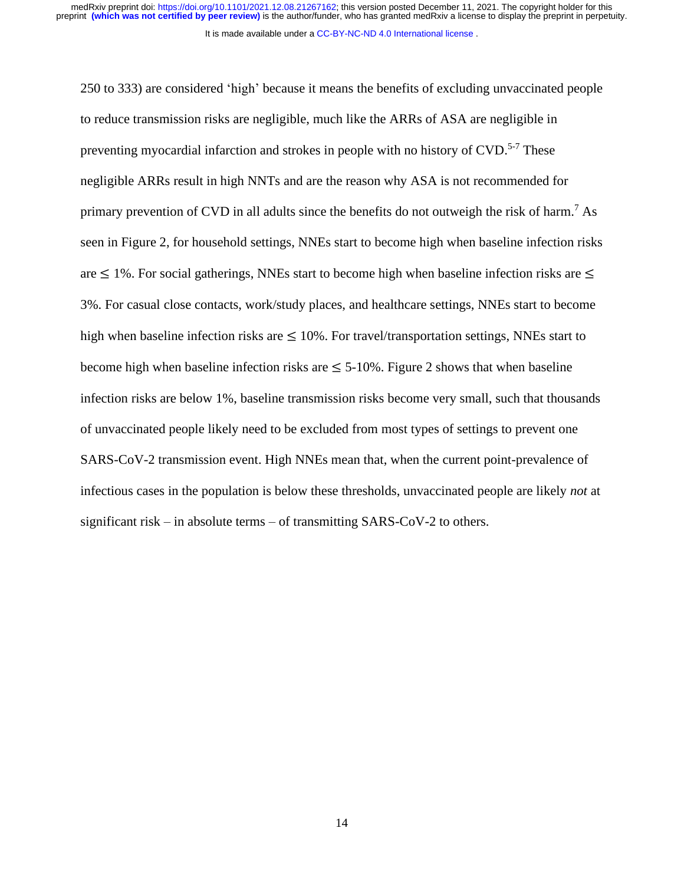250 to 333) are considered 'high' because it means the benefits of excluding unvaccinated people to reduce transmission risks are negligible, much like the ARRs of ASA are negligible in preventing myocardial infarction and strokes in people with no history of CVD.[5-7] These negligible ARRs result in high NNTs and are the reason why ASA is not recommended for primary prevention of CVD in all adults since the benefits do not outweigh the risk of harm.[7] As seen in Figure 2, for household settings, NNEs start to become high when baseline infection risks are ≤ 1%. For social gatherings, NNEs start to become high when baseline infection risks are ≤ 3%. For casual close contacts, work/study places, and healthcare settings, NNEs start to become high when baseline infection risks are ≤ 10%. For travel/transportation settings, NNEs start to become high when baseline infection risks are ≤ 5-10%. Figure 2 shows that when baseline infection risks are below 1%, baseline transmission risks become very small, such that thousands of unvaccinated people likely need to be excluded from most types of settings to prevent one SARS-CoV-2 transmission event. High NNEs mean that, when the current point-prevalence of infectious cases in the population is below these thresholds, unvaccinated people are likely *not* at significant risk – in absolute terms – of transmitting SARS-CoV-2 to others.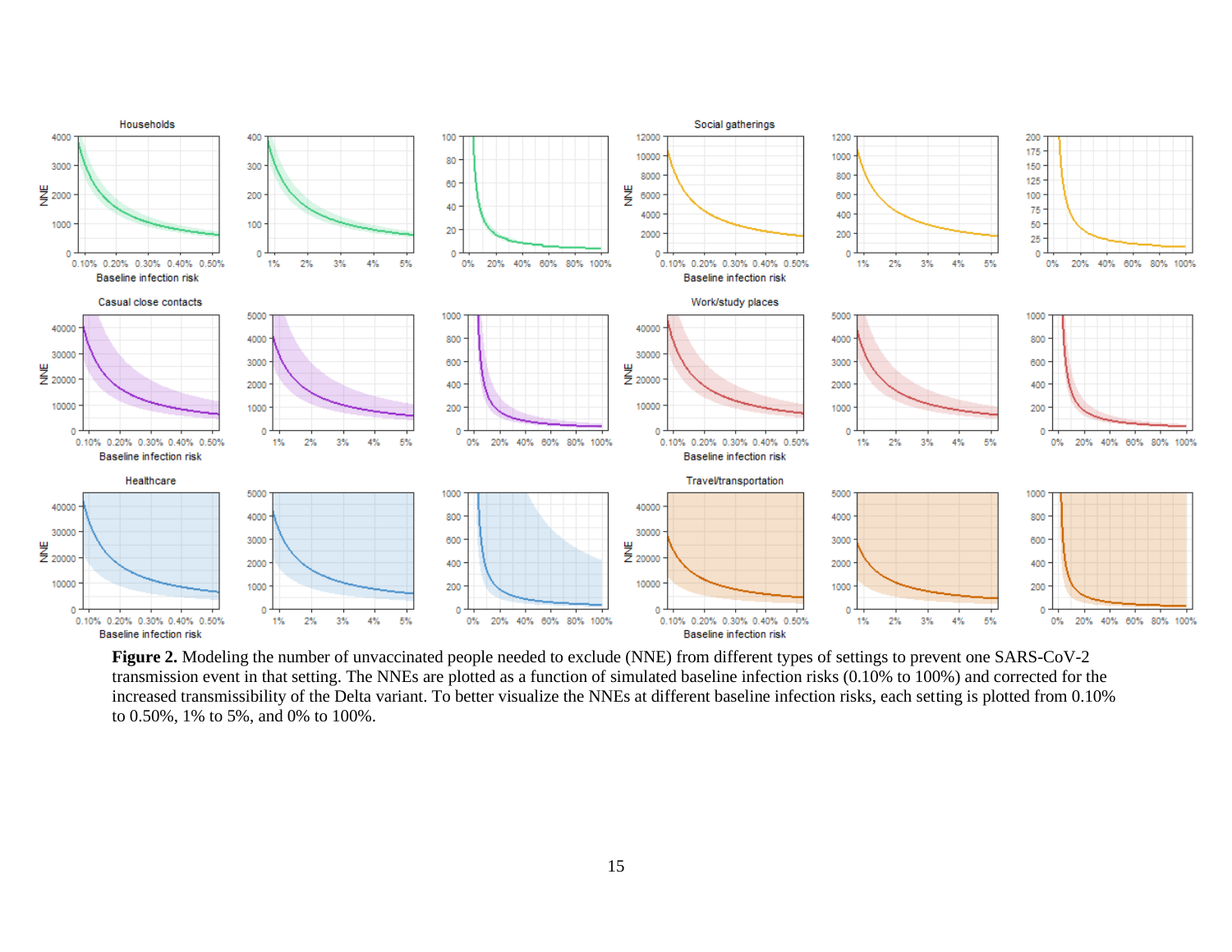**Figure 2.** Modeling the number of unvaccinated people needed to exclude (NNE) from different types of settings to prevent one SARS-CoV-2 transmission event in that setting. The NNEs are plotted as a function of simulated baseline infection risks (0.10% to 100%) and corrected for the increased transmissibility of the Delta variant. To better visualize the NNEs at different baseline infection risks, each setting is plotted from 0.10% to 0.50%, 1% to 5%, and 0% to 100%.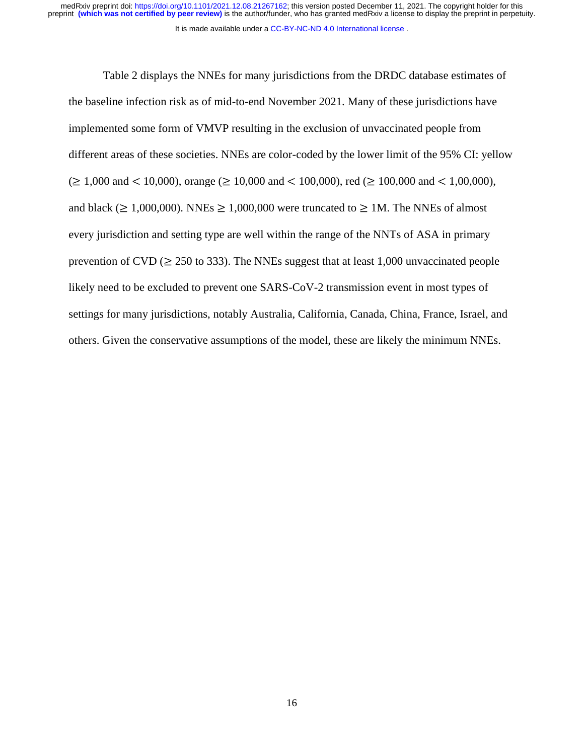Table 2 displays the NNEs for many jurisdictions from the DRDC database estimates of the baseline infection risk as of mid-to-end November 2021. Many of these jurisdictions have implemented some form of VMVP resulting in the exclusion of unvaccinated people from different areas of these societies. NNEs are color-coded by the lower limit of the 95% CI: yellow ($\geq$ 1,000 and < 10,000), orange ($\geq$ 10,000 and < 100,000), red ($\geq$ 100,000 and < 1,00,000), and black ($\geq$ 1,000,000). NNEs $\geq$ 1,000,000 were truncated to $\geq$ 1M. The NNEs of almost every jurisdiction and setting type are well within the range of the NNTs of ASA in primary prevention of CVD ($\geq$ 250 to 333). The NNEs suggest that at least 1,000 unvaccinated people likely need to be excluded to prevent one SARS-CoV-2 transmission event in most types of settings for many jurisdictions, notably Australia, California, Canada, China, France, Israel, and others. Given the conservative assumptions of the model, these are likely the minimum NNEs.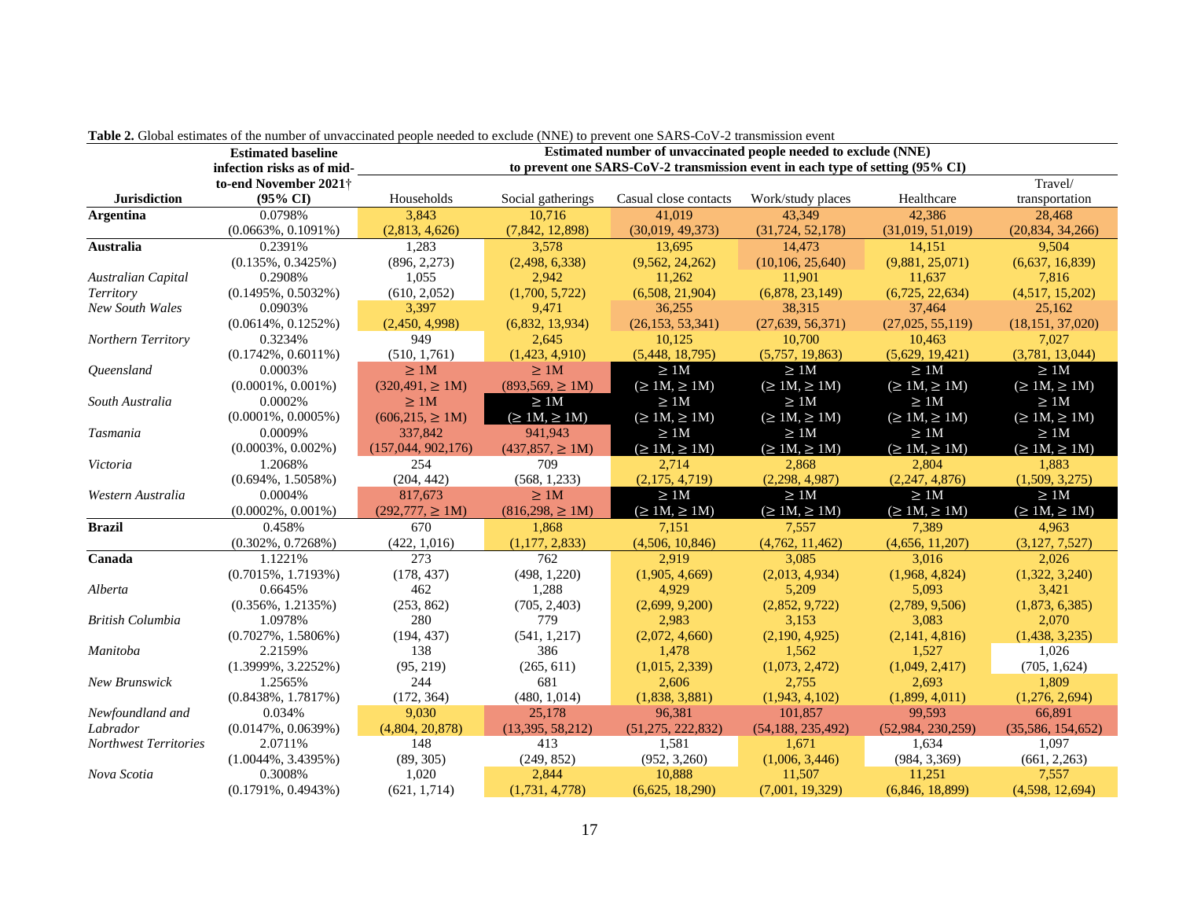**Table 2.** Global estimates of the number of unvaccinated people needed to exclude (NNE) to prevent one SARS-CoV-2 transmission event

| Jurisdiction | Estimated baseline infection risks as of mid-to-end November 2021† (95% CI) | Estimated number of unvaccinated people needed to exclude (NNE) to prevent one SARS-CoV-2 transmission event in each type of setting (95% CI) | | | | | |
|---|---|---|---|---|---|---|---|
| | | Households | Social gatherings | Casual close contacts | Work/study places | Healthcare | Travel/ transportation |
| **Argentina** | 0.0798% (0.0663%, 0.1091%) | 3,843 (2,813, 4,626) | 10,716 (7,842, 12,898) | 41,019 (30,019, 49,373) | 43,349 (31,724, 52,178) | 42,386 (31,019, 51,019) | 28,468 (20,834, 34,266) |
| **Australia** | 0.2391% (0.135%, 0.3425%) | 1,283 (896, 2,273) | 3,578 (2,498, 6,338) | 13,695 (9,562, 24,262) | 14,473 (10,106, 25,640) | 14,151 (9,881, 25,071) | 9,504 (6,637, 16,839) |
| *Australian Capital Territory* | 0.2908% (0.1495%, 0.5032%) | 1,055 (610, 2,052) | 2,942 (1,700, 5,722) | 11,262 (6,508, 21,904) | 11,901 (6,878, 23,149) | 11,637 (6,725, 22,634) | 7,816 (4,517, 15,202) |
| *New South Wales* | 0.0903% (0.0614%, 0.1252%) | 3,397 (2,450, 4,998) | 9,471 (6,832, 13,934) | 36,255 (26,153, 53,341) | 38,315 (27,639, 56,371) | 37,464 (27,025, 55,119) | 25,162 (18,151, 37,020) |
| *Northern Territory* | 0.3234% (0.1742%, 0.6011%) | 949 (510, 1,761) | 2,645 (1,423, 4,910) | 10,125 (5,448, 18,795) | 10,700 (5,757, 19,863) | 10,463 (5,629, 19,421) | 7,027 (3,781, 13,044) |
| *Queensland* | 0.0003% (0.0001%, 0.001%) | ≥ 1M (320,491, ≥ 1M) | ≥ 1M (893,569, ≥ 1M) | ≥ 1M (≥ 1M, ≥ 1M) | ≥ 1M (≥ 1M, ≥ 1M) | ≥ 1M (≥ 1M, ≥ 1M) | ≥ 1M (≥ 1M, ≥ 1M) |
| *South Australia* | 0.0002% (0.0001%, 0.0005%) | ≥ 1M (606,215, ≥ 1M) | ≥ 1M (≥ 1M, ≥ 1M) | ≥ 1M (≥ 1M, ≥ 1M) | ≥ 1M (≥ 1M, ≥ 1M) | ≥ 1M (≥ 1M, ≥ 1M) | ≥ 1M (≥ 1M, ≥ 1M) |
| *Tasmania* | 0.0009% (0.0003%, 0.002%) | 337,842 (157,044, 902,176) | 941,943 (437,857, ≥ 1M) | ≥ 1M (≥ 1M, ≥ 1M) | ≥ 1M (≥ 1M, ≥ 1M) | ≥ 1M (≥ 1M, ≥ 1M) | ≥ 1M (≥ 1M, ≥ 1M) |
| *Victoria* | 1.2068% (0.694%, 1.5058%) | 254 (204, 442) | 709 (568, 1,233) | 2,714 (2,175, 4,719) | 2,868 (2,298, 4,987) | 2,804 (2,247, 4,876) | 1,883 (1,509, 3,275) |
| *Western Australia* | 0.0004% (0.0002%, 0.001%) | 817,673 (292,777, ≥ 1M) | ≥ 1M (816,298, ≥ 1M) | ≥ 1M (≥ 1M, ≥ 1M) | ≥ 1M (≥ 1M, ≥ 1M) | ≥ 1M (≥ 1M, ≥ 1M) | ≥ 1M (≥ 1M, ≥ 1M) |
| **Brazil** | 0.458% (0.302%, 0.7268%) | 670 (422, 1,016) | 1,868 (1,177, 2,833) | 7,151 (4,506, 10,846) | 7,557 (4,762, 11,462) | 7,389 (4,656, 11,207) | 4,963 (3,127, 7,527) |
| **Canada** | 1.1221% (0.7015%, 1.7193%) | 273 (178, 437) | 762 (498, 1,220) | 2,919 (1,905, 4,669) | 3,085 (2,013, 4,934) | 3,016 (1,968, 4,824) | 2,026 (1,322, 3,240) |
| *Alberta* | 0.6645% (0.356%, 1.2135%) | 462 (253, 862) | 1,288 (705, 2,403) | 4,929 (2,699, 9,200) | 5,209 (2,852, 9,722) | 5,093 (2,789, 9,506) | 3,421 (1,873, 6,385) |
| *British Columbia* | 1.0978% (0.7027%, 1.5806%) | 280 (194, 437) | 779 (541, 1,217) | 2,983 (2,072, 4,660) | 3,153 (2,190, 4,925) | 3,083 (2,141, 4,816) | 2,070 (1,438, 3,235) |
| *Manitoba* | 2.2159% (1.3999%, 3.2252%) | 138 (95, 219) | 386 (265, 611) | 1,478 (1,015, 2,339) | 1,562 (1,073, 2,472) | 1,527 (1,049, 2,417) | 1,026 (705, 1,624) |
| *New Brunswick* | 1.2565% (0.8438%, 1.7817%) | 244 (172, 364) | 681 (480, 1,014) | 2,606 (1,838, 3,881) | 2,755 (1,943, 4,102) | 2,693 (1,899, 4,011) | 1,809 (1,276, 2,694) |
| *Newfoundland and Labrador* | 0.034% (0.0147%, 0.0639%) | 9,030 (4,804, 20,878) | 25,178 (13,395, 58,212) | 96,381 (51,275, 222,832) | 101,857 (54,188, 235,492) | 99,593 (52,984, 230,259) | 66,891 (35,586, 154,652) |
| *Northwest Territories* | 2.0711% (1.0044%, 3.4395%) | 148 (89, 305) | 413 (249, 852) | 1,581 (952, 3,260) | 1,671 (1,006, 3,446) | 1,634 (984, 3,369) | 1,097 (661, 2,263) |
| *Nova Scotia* | 0.3008% (0.1791%, 0.4943%) | 1,020 (621, 1,714) | 2,844 (1,731, 4,778) | 10,888 (6,625, 18,290) | 11,507 (7,001, 19,329) | 11,251 (6,846, 18,899) | 7,557 (4,598, 12,694) |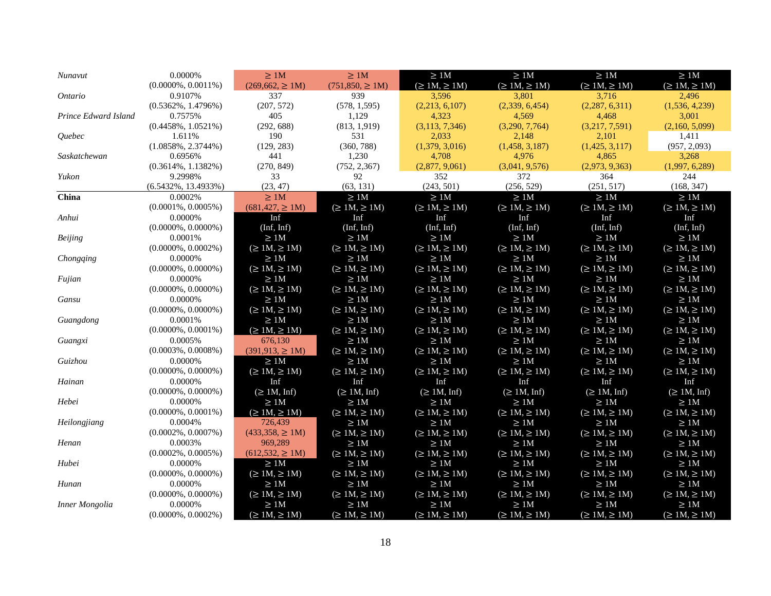| | | | | | | | |
|---|---|---|---|---|---|---|---|
| *Nunavut* | 0.0000% (0.0000%, 0.0011%) | ≥ 1M (269,662, ≥ 1M) | ≥ 1M (751,850, ≥ 1M) | ≥ 1M (≥ 1M, ≥ 1M) | ≥ 1M (≥ 1M, ≥ 1M) | ≥ 1M (≥ 1M, ≥ 1M) | ≥ 1M (≥ 1M, ≥ 1M) |
| *Ontario* | 0.9107% (0.5362%, 1.4796%) | 337 (207, 572) | 939 (578, 1,595) | 3,596 (2,213, 6,107) | 3,801 (2,339, 6,454) | 3,716 (2,287, 6,311) | 2,496 (1,536, 4,239) |
| *Prince Edward Island* | 0.7575% (0.4458%, 1.0521%) | 405 (292, 688) | 1,129 (813, 1,919) | 4,323 (3,113, 7,346) | 4,569 (3,290, 7,764) | 4,468 (3,217, 7,591) | 3,001 (2,160, 5,099) |
| *Quebec* | 1.611% (1.0858%, 2.3744%) | 190 (129, 283) | 531 (360, 788) | 2,033 (1,379, 3,016) | 2,148 (1,458, 3,187) | 2,101 (1,425, 3,117) | 1,411 (957, 2,093) |
| *Saskatchewan* | 0.6956% (0.3614%, 1.1382%) | 441 (270, 849) | 1,230 (752, 2,367) | 4,708 (2,877, 9,061) | 4,976 (3,041, 9,576) | 4,865 (2,973, 9,363) | 3,268 (1,997, 6,289) |
| *Yukon* | 9.2998% (6.5432%, 13.4933%) | 33 (23, 47) | 92 (63, 131) | 352 (243, 501) | 372 (256, 529) | 364 (251, 517) | 244 (168, 347) |
| **China** | 0.0002% (0.0001%, 0.0005%) | ≥ 1M (681,427, ≥ 1M) | ≥ 1M (≥ 1M, ≥ 1M) | ≥ 1M (≥ 1M, ≥ 1M) | ≥ 1M (≥ 1M, ≥ 1M) | ≥ 1M (≥ 1M, ≥ 1M) | ≥ 1M (≥ 1M, ≥ 1M) |
| *Anhui* | 0.0000% (0.0000%, 0.0000%) | Inf (Inf, Inf) | Inf (Inf, Inf) | Inf (Inf, Inf) | Inf (Inf, Inf) | Inf (Inf, Inf) | Inf (Inf, Inf) |
| *Beijing* | 0.0001% (0.0000%, 0.0002%) | ≥ 1M (≥ 1M, ≥ 1M) | ≥ 1M (≥ 1M, ≥ 1M) | ≥ 1M (≥ 1M, ≥ 1M) | ≥ 1M (≥ 1M, ≥ 1M) | ≥ 1M (≥ 1M, ≥ 1M) | ≥ 1M (≥ 1M, ≥ 1M) |
| *Chongqing* | 0.0000% (0.0000%, 0.0000%) | ≥ 1M (≥ 1M, ≥ 1M) | ≥ 1M (≥ 1M, ≥ 1M) | ≥ 1M (≥ 1M, ≥ 1M) | ≥ 1M (≥ 1M, ≥ 1M) | ≥ 1M (≥ 1M, ≥ 1M) | ≥ 1M (≥ 1M, ≥ 1M) |
| *Fujian* | 0.0000% (0.0000%, 0.0000%) | ≥ 1M (≥ 1M, ≥ 1M) | ≥ 1M (≥ 1M, ≥ 1M) | ≥ 1M (≥ 1M, ≥ 1M) | ≥ 1M (≥ 1M, ≥ 1M) | ≥ 1M (≥ 1M, ≥ 1M) | ≥ 1M (≥ 1M, ≥ 1M) |
| *Gansu* | 0.0000% (0.0000%, 0.0000%) | ≥ 1M (≥ 1M, ≥ 1M) | ≥ 1M (≥ 1M, ≥ 1M) | ≥ 1M (≥ 1M, ≥ 1M) | ≥ 1M (≥ 1M, ≥ 1M) | ≥ 1M (≥ 1M, ≥ 1M) | ≥ 1M (≥ 1M, ≥ 1M) |
| *Guangdong* | 0.0001% (0.0000%, 0.0001%) | ≥ 1M (≥ 1M, ≥ 1M) | ≥ 1M (≥ 1M, ≥ 1M) | ≥ 1M (≥ 1M, ≥ 1M) | ≥ 1M (≥ 1M, ≥ 1M) | ≥ 1M (≥ 1M, ≥ 1M) | ≥ 1M (≥ 1M, ≥ 1M) |
| *Guangxi* | 0.0005% (0.0003%, 0.0008%) | 676,130 (391,913, ≥ 1M) | ≥ 1M (≥ 1M, ≥ 1M) | ≥ 1M (≥ 1M, ≥ 1M) | ≥ 1M (≥ 1M, ≥ 1M) | ≥ 1M (≥ 1M, ≥ 1M) | ≥ 1M (≥ 1M, ≥ 1M) |
| *Guizhou* | 0.0000% (0.0000%, 0.0000%) | ≥ 1M (≥ 1M, ≥ 1M) | ≥ 1M (≥ 1M, ≥ 1M) | ≥ 1M (≥ 1M, ≥ 1M) | ≥ 1M (≥ 1M, ≥ 1M) | ≥ 1M (≥ 1M, ≥ 1M) | ≥ 1M (≥ 1M, ≥ 1M) |
| *Hainan* | 0.0000% (0.0000%, 0.0000%) | Inf (≥ 1M, Inf) | Inf (≥ 1M, Inf) | Inf (≥ 1M, Inf) | Inf (≥ 1M, Inf) | Inf (≥ 1M, Inf) | Inf (≥ 1M, Inf) |
| *Hebei* | 0.0000% (0.0000%, 0.0001%) | ≥ 1M (≥ 1M, ≥ 1M) | ≥ 1M (≥ 1M, ≥ 1M) | ≥ 1M (≥ 1M, ≥ 1M) | ≥ 1M (≥ 1M, ≥ 1M) | ≥ 1M (≥ 1M, ≥ 1M) | ≥ 1M (≥ 1M, ≥ 1M) |
| *Heilongjiang* | 0.0004% (0.0002%, 0.0007%) | 726,439 (433,358, ≥ 1M) | ≥ 1M (≥ 1M, ≥ 1M) | ≥ 1M (≥ 1M, ≥ 1M) | ≥ 1M (≥ 1M, ≥ 1M) | ≥ 1M (≥ 1M, ≥ 1M) | ≥ 1M (≥ 1M, ≥ 1M) |
| *Henan* | 0.0003% (0.0002%, 0.0005%) | 969,289 (612,532, ≥ 1M) | ≥ 1M (≥ 1M, ≥ 1M) | ≥ 1M (≥ 1M, ≥ 1M) | ≥ 1M (≥ 1M, ≥ 1M) | ≥ 1M (≥ 1M, ≥ 1M) | ≥ 1M (≥ 1M, ≥ 1M) |
| *Hubei* | 0.0000% (0.0000%, 0.0000%) | ≥ 1M (≥ 1M, ≥ 1M) | ≥ 1M (≥ 1M, ≥ 1M) | ≥ 1M (≥ 1M, ≥ 1M) | ≥ 1M (≥ 1M, ≥ 1M) | ≥ 1M (≥ 1M, ≥ 1M) | ≥ 1M (≥ 1M, ≥ 1M) |
| *Hunan* | 0.0000% (0.0000%, 0.0000%) | ≥ 1M (≥ 1M, ≥ 1M) | ≥ 1M (≥ 1M, ≥ 1M) | ≥ 1M (≥ 1M, ≥ 1M) | ≥ 1M (≥ 1M, ≥ 1M) | ≥ 1M (≥ 1M, ≥ 1M) | ≥ 1M (≥ 1M, ≥ 1M) |
| *Inner Mongolia* | 0.0000% (0.0000%, 0.0002%) | ≥ 1M (≥ 1M, ≥ 1M) | ≥ 1M (≥ 1M, ≥ 1M) | ≥ 1M (≥ 1M, ≥ 1M) | ≥ 1M (≥ 1M, ≥ 1M) | ≥ 1M (≥ 1M, ≥ 1M) | ≥ 1M (≥ 1M, ≥ 1M) |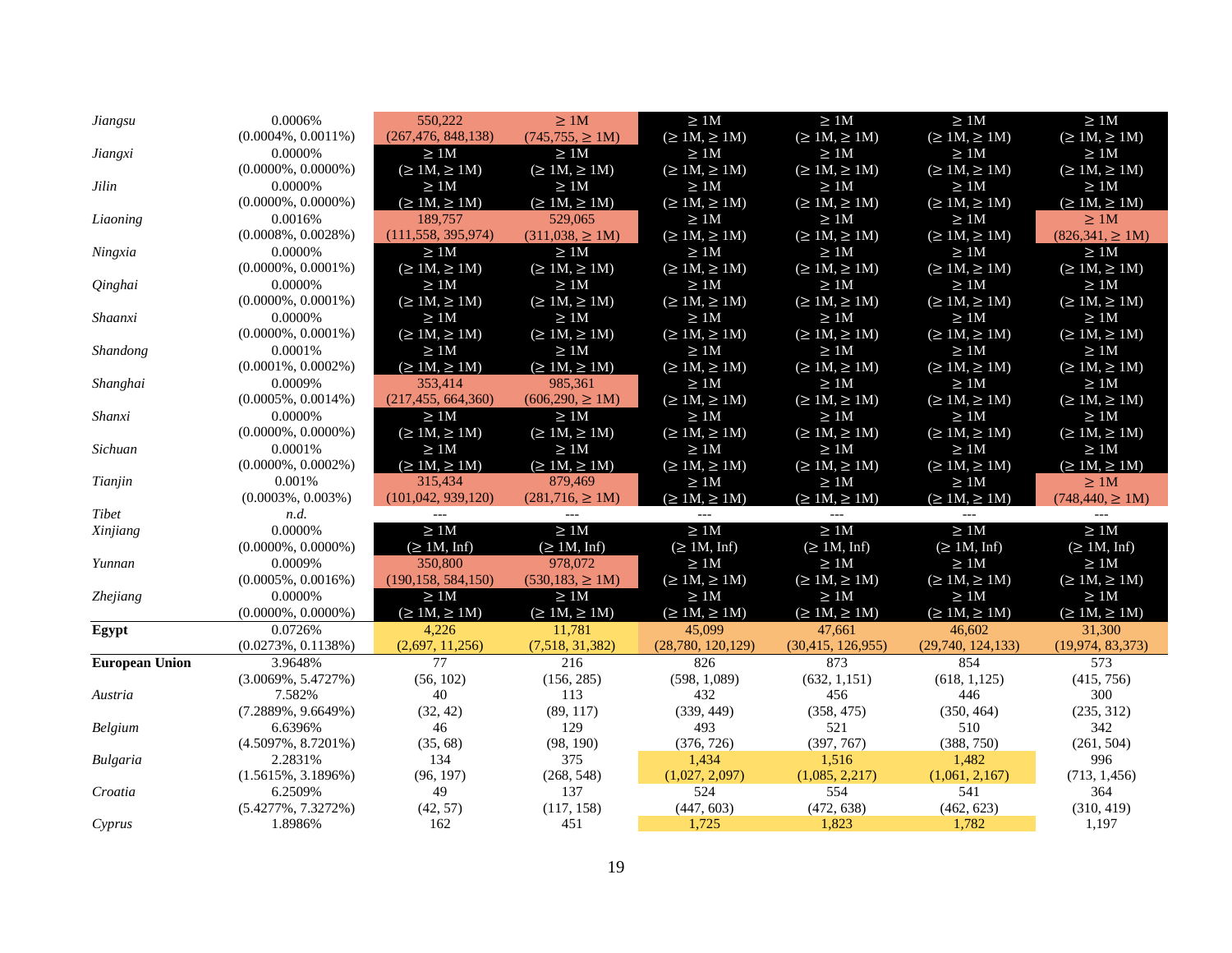| | | | | | | | |
|---|---|---|---|---|---|---|---|
| *Jiangsu* | 0.0006% | 550,222 | ≥ 1M | ≥ 1M | ≥ 1M | ≥ 1M | ≥ 1M |
| | (0.0004%, 0.0011%) | (267,476, 848,138) | (745,755, ≥ 1M) | (≥ 1M, ≥ 1M) | (≥ 1M, ≥ 1M) | (≥ 1M, ≥ 1M) | (≥ 1M, ≥ 1M) |
| *Jiangxi* | 0.0000% | ≥ 1M | ≥ 1M | ≥ 1M | ≥ 1M | ≥ 1M | ≥ 1M |
| | (0.0000%, 0.0000%) | (≥ 1M, ≥ 1M) | (≥ 1M, ≥ 1M) | (≥ 1M, ≥ 1M) | (≥ 1M, ≥ 1M) | (≥ 1M, ≥ 1M) | (≥ 1M, ≥ 1M) |
| *Jilin* | 0.0000% | ≥ 1M | ≥ 1M | ≥ 1M | ≥ 1M | ≥ 1M | ≥ 1M |
| | (0.0000%, 0.0000%) | (≥ 1M, ≥ 1M) | (≥ 1M, ≥ 1M) | (≥ 1M, ≥ 1M) | (≥ 1M, ≥ 1M) | (≥ 1M, ≥ 1M) | (≥ 1M, ≥ 1M) |
| *Liaoning* | 0.0016% | 189,757 | 529,065 | ≥ 1M | ≥ 1M | ≥ 1M | ≥ 1M |
| | (0.0008%, 0.0028%) | (111,558, 395,974) | (311,038, ≥ 1M) | (≥ 1M, ≥ 1M) | (≥ 1M, ≥ 1M) | (≥ 1M, ≥ 1M) | (826,341, ≥ 1M) |
| *Ningxia* | 0.0000% | ≥ 1M | ≥ 1M | ≥ 1M | ≥ 1M | ≥ 1M | ≥ 1M |
| | (0.0000%, 0.0001%) | (≥ 1M, ≥ 1M) | (≥ 1M, ≥ 1M) | (≥ 1M, ≥ 1M) | (≥ 1M, ≥ 1M) | (≥ 1M, ≥ 1M) | (≥ 1M, ≥ 1M) |
| *Qinghai* | 0.0000% | ≥ 1M | ≥ 1M | ≥ 1M | ≥ 1M | ≥ 1M | ≥ 1M |
| | (0.0000%, 0.0001%) | (≥ 1M, ≥ 1M) | (≥ 1M, ≥ 1M) | (≥ 1M, ≥ 1M) | (≥ 1M, ≥ 1M) | (≥ 1M, ≥ 1M) | (≥ 1M, ≥ 1M) |
| *Shaanxi* | 0.0000% | ≥ 1M | ≥ 1M | ≥ 1M | ≥ 1M | ≥ 1M | ≥ 1M |
| | (0.0000%, 0.0001%) | (≥ 1M, ≥ 1M) | (≥ 1M, ≥ 1M) | (≥ 1M, ≥ 1M) | (≥ 1M, ≥ 1M) | (≥ 1M, ≥ 1M) | (≥ 1M, ≥ 1M) |
| *Shandong* | 0.0001% | ≥ 1M | ≥ 1M | ≥ 1M | ≥ 1M | ≥ 1M | ≥ 1M |
| | (0.0001%, 0.0002%) | (≥ 1M, ≥ 1M) | (≥ 1M, ≥ 1M) | (≥ 1M, ≥ 1M) | (≥ 1M, ≥ 1M) | (≥ 1M, ≥ 1M) | (≥ 1M, ≥ 1M) |
| *Shanghai* | 0.0009% | 353,414 | 985,361 | ≥ 1M | ≥ 1M | ≥ 1M | ≥ 1M |
| | (0.0005%, 0.0014%) | (217,455, 664,360) | (606,290, ≥ 1M) | (≥ 1M, ≥ 1M) | (≥ 1M, ≥ 1M) | (≥ 1M, ≥ 1M) | (≥ 1M, ≥ 1M) |
| *Shanxi* | 0.0000% | ≥ 1M | ≥ 1M | ≥ 1M | ≥ 1M | ≥ 1M | ≥ 1M |
| | (0.0000%, 0.0000%) | (≥ 1M, ≥ 1M) | (≥ 1M, ≥ 1M) | (≥ 1M, ≥ 1M) | (≥ 1M, ≥ 1M) | (≥ 1M, ≥ 1M) | (≥ 1M, ≥ 1M) |
| *Sichuan* | 0.0001% | ≥ 1M | ≥ 1M | ≥ 1M | ≥ 1M | ≥ 1M | ≥ 1M |
| | (0.0000%, 0.0002%) | (≥ 1M, ≥ 1M) | (≥ 1M, ≥ 1M) | (≥ 1M, ≥ 1M) | (≥ 1M, ≥ 1M) | (≥ 1M, ≥ 1M) | (≥ 1M, ≥ 1M) |
| *Tianjin* | 0.001% | 315,434 | 879,469 | ≥ 1M | ≥ 1M | ≥ 1M | ≥ 1M |
| | (0.0003%, 0.003%) | (101,042, 939,120) | (281,716, ≥ 1M) | (≥ 1M, ≥ 1M) | (≥ 1M, ≥ 1M) | (≥ 1M, ≥ 1M) | (748,440, ≥ 1M) |
| *Tibet* | *n.d.* | --- | --- | --- | --- | --- | --- |
| *Xinjiang* | 0.0000% | ≥ 1M | ≥ 1M | ≥ 1M | ≥ 1M | ≥ 1M | ≥ 1M |
| | (0.0000%, 0.0000%) | (≥ 1M, Inf) | (≥ 1M, Inf) | (≥ 1M, Inf) | (≥ 1M, Inf) | (≥ 1M, Inf) | (≥ 1M, Inf) |
| *Yunnan* | 0.0009% | 350,800 | 978,072 | ≥ 1M | ≥ 1M | ≥ 1M | ≥ 1M |
| | (0.0005%, 0.0016%) | (190,158, 584,150) | (530,183, ≥ 1M) | (≥ 1M, ≥ 1M) | (≥ 1M, ≥ 1M) | (≥ 1M, ≥ 1M) | (≥ 1M, ≥ 1M) |
| *Zhejiang* | 0.0000% | ≥ 1M | ≥ 1M | ≥ 1M | ≥ 1M | ≥ 1M | ≥ 1M |
| | (0.0000%, 0.0000%) | (≥ 1M, ≥ 1M) | (≥ 1M, ≥ 1M) | (≥ 1M, ≥ 1M) | (≥ 1M, ≥ 1M) | (≥ 1M, ≥ 1M) | (≥ 1M, ≥ 1M) |
| **Egypt** | 0.0726% | 4,226 | 11,781 | 45,099 | 47,661 | 46,602 | 31,300 |
| | (0.0273%, 0.1138%) | (2,697, 11,256) | (7,518, 31,382) | (28,780, 120,129) | (30,415, 126,955) | (29,740, 124,133) | (19,974, 83,373) |
| **European Union** | 3.9648% | 77 | 216 | 826 | 873 | 854 | 573 |
| | (3.0069%, 5.4727%) | (56, 102) | (156, 285) | (598, 1,089) | (632, 1,151) | (618, 1,125) | (415, 756) |
| *Austria* | 7.582% | 40 | 113 | 432 | 456 | 446 | 300 |
| | (7.2889%, 9.6649%) | (32, 42) | (89, 117) | (339, 449) | (358, 475) | (350, 464) | (235, 312) |
| *Belgium* | 6.6396% | 46 | 129 | 493 | 521 | 510 | 342 |
| | (4.5097%, 8.7201%) | (35, 68) | (98, 190) | (376, 726) | (397, 767) | (388, 750) | (261, 504) |
| *Bulgaria* | 2.2831% | 134 | 375 | 1,434 | 1,516 | 1,482 | 996 |
| | (1.5615%, 3.1896%) | (96, 197) | (268, 548) | (1,027, 2,097) | (1,085, 2,217) | (1,061, 2,167) | (713, 1,456) |
| *Croatia* | 6.2509% | 49 | 137 | 524 | 554 | 541 | 364 |
| | (5.4277%, 7.3272%) | (42, 57) | (117, 158) | (447, 603) | (472, 638) | (462, 623) | (310, 419) |
| *Cyprus* | 1.8986% | 162 | 451 | 1,725 | 1,823 | 1,782 | 1,197 |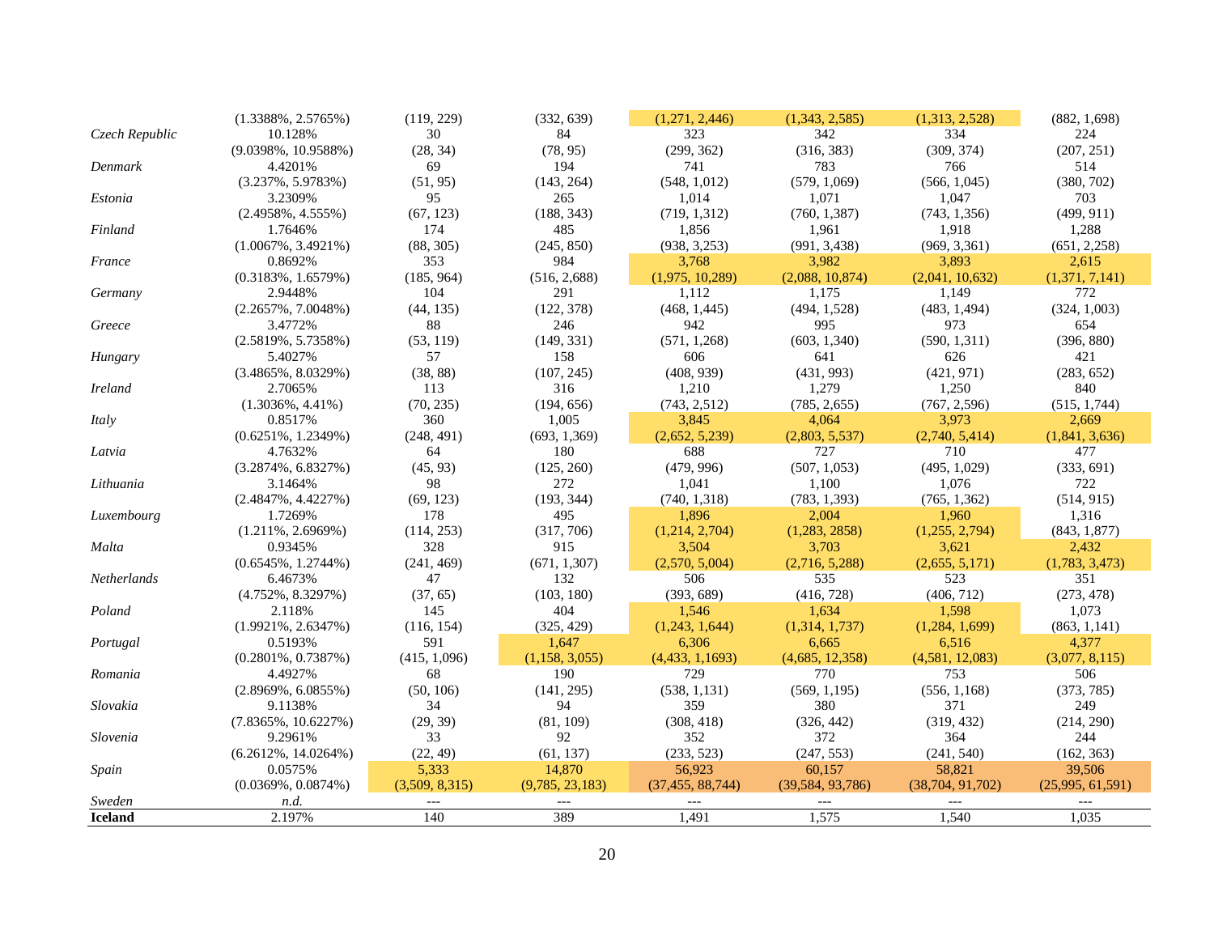|  |  |  |  |  |  |  |  |
|---|---|---|---|---|---|---|---|
|  | (1.3388%, 2.5765%) | (119, 229) | (332, 639) | (1,271, 2,446) | (1,343, 2,585) | (1,313, 2,528) | (882, 1,698) |
| *Czech Republic* | 10.128% | 30 | 84 | 323 | 342 | 334 | 224 |
|  | (9.0398%, 10.9588%) | (28, 34) | (78, 95) | (299, 362) | (316, 383) | (309, 374) | (207, 251) |
| *Denmark* | 4.4201% | 69 | 194 | 741 | 783 | 766 | 514 |
|  | (3.237%, 5.9783%) | (51, 95) | (143, 264) | (548, 1,012) | (579, 1,069) | (566, 1,045) | (380, 702) |
| *Estonia* | 3.2309% | 95 | 265 | 1,014 | 1,071 | 1,047 | 703 |
|  | (2.4958%, 4.555%) | (67, 123) | (188, 343) | (719, 1,312) | (760, 1,387) | (743, 1,356) | (499, 911) |
| *Finland* | 1.7646% | 174 | 485 | 1,856 | 1,961 | 1,918 | 1,288 |
|  | (1.0067%, 3.4921%) | (88, 305) | (245, 850) | (938, 3,253) | (991, 3,438) | (969, 3,361) | (651, 2,258) |
| *France* | 0.8692% | 353 | 984 | 3,768 | 3,982 | 3,893 | 2,615 |
|  | (0.3183%, 1.6579%) | (185, 964) | (516, 2,688) | (1,975, 10,289) | (2,088, 10,874) | (2,041, 10,632) | (1,371, 7,141) |
| *Germany* | 2.9448% | 104 | 291 | 1,112 | 1,175 | 1,149 | 772 |
|  | (2.2657%, 7.0048%) | (44, 135) | (122, 378) | (468, 1,445) | (494, 1,528) | (483, 1,494) | (324, 1,003) |
| *Greece* | 3.4772% | 88 | 246 | 942 | 995 | 973 | 654 |
|  | (2.5819%, 5.7358%) | (53, 119) | (149, 331) | (571, 1,268) | (603, 1,340) | (590, 1,311) | (396, 880) |
| *Hungary* | 5.4027% | 57 | 158 | 606 | 641 | 626 | 421 |
|  | (3.4865%, 8.0329%) | (38, 88) | (107, 245) | (408, 939) | (431, 993) | (421, 971) | (283, 652) |
| *Ireland* | 2.7065% | 113 | 316 | 1,210 | 1,279 | 1,250 | 840 |
|  | (1.3036%, 4.41%) | (70, 235) | (194, 656) | (743, 2,512) | (785, 2,655) | (767, 2,596) | (515, 1,744) |
| *Italy* | 0.8517% | 360 | 1,005 | 3,845 | 4,064 | 3,973 | 2,669 |
|  | (0.6251%, 1.2349%) | (248, 491) | (693, 1,369) | (2,652, 5,239) | (2,803, 5,537) | (2,740, 5,414) | (1,841, 3,636) |
| *Latvia* | 4.7632% | 64 | 180 | 688 | 727 | 710 | 477 |
|  | (3.2874%, 6.8327%) | (45, 93) | (125, 260) | (479, 996) | (507, 1,053) | (495, 1,029) | (333, 691) |
| *Lithuania* | 3.1464% | 98 | 272 | 1,041 | 1,100 | 1,076 | 722 |
|  | (2.4847%, 4.4227%) | (69, 123) | (193, 344) | (740, 1,318) | (783, 1,393) | (765, 1,362) | (514, 915) |
| *Luxembourg* | 1.7269% | 178 | 495 | 1,896 | 2,004 | 1,960 | 1,316 |
|  | (1.211%, 2.6969%) | (114, 253) | (317, 706) | (1,214, 2,704) | (1,283, 2858) | (1,255, 2,794) | (843, 1,877) |
| *Malta* | 0.9345% | 328 | 915 | 3,504 | 3,703 | 3,621 | 2,432 |
|  | (0.6545%, 1.2744%) | (241, 469) | (671, 1,307) | (2,570, 5,004) | (2,716, 5,288) | (2,655, 5,171) | (1,783, 3,473) |
| *Netherlands* | 6.4673% | 47 | 132 | 506 | 535 | 523 | 351 |
|  | (4.752%, 8.3297%) | (37, 65) | (103, 180) | (393, 689) | (416, 728) | (406, 712) | (273, 478) |
| *Poland* | 2.118% | 145 | 404 | 1,546 | 1,634 | 1,598 | 1,073 |
|  | (1.9921%, 2.6347%) | (116, 154) | (325, 429) | (1,243, 1,644) | (1,314, 1,737) | (1,284, 1,699) | (863, 1,141) |
| *Portugal* | 0.5193% | 591 | 1,647 | 6,306 | 6,665 | 6,516 | 4,377 |
|  | (0.2801%, 0.7387%) | (415, 1,096) | (1,158, 3,055) | (4,433, 1,1693) | (4,685, 12,358) | (4,581, 12,083) | (3,077, 8,115) |
| *Romania* | 4.4927% | 68 | 190 | 729 | 770 | 753 | 506 |
|  | (2.8969%, 6.0855%) | (50, 106) | (141, 295) | (538, 1,131) | (569, 1,195) | (556, 1,168) | (373, 785) |
| *Slovakia* | 9.1138% | 34 | 94 | 359 | 380 | 371 | 249 |
|  | (7.8365%, 10.6227%) | (29, 39) | (81, 109) | (308, 418) | (326, 442) | (319, 432) | (214, 290) |
| *Slovenia* | 9.2961% | 33 | 92 | 352 | 372 | 364 | 244 |
|  | (6.2612%, 14.0264%) | (22, 49) | (61, 137) | (233, 523) | (247, 553) | (241, 540) | (162, 363) |
| *Spain* | 0.0575% | 5,333 | 14,870 | 56,923 | 60,157 | 58,821 | 39,506 |
|  | (0.0369%, 0.0874%) | (3,509, 8,315) | (9,785, 23,183) | (37,455, 88,744) | (39,584, 93,786) | (38,704, 91,702) | (25,995, 61,591) |
| *Sweden* | *n.d.* | --- | --- | --- | --- | --- | --- |
| **Iceland** | 2.197% | 140 | 389 | 1,491 | 1,575 | 1,540 | 1,035 |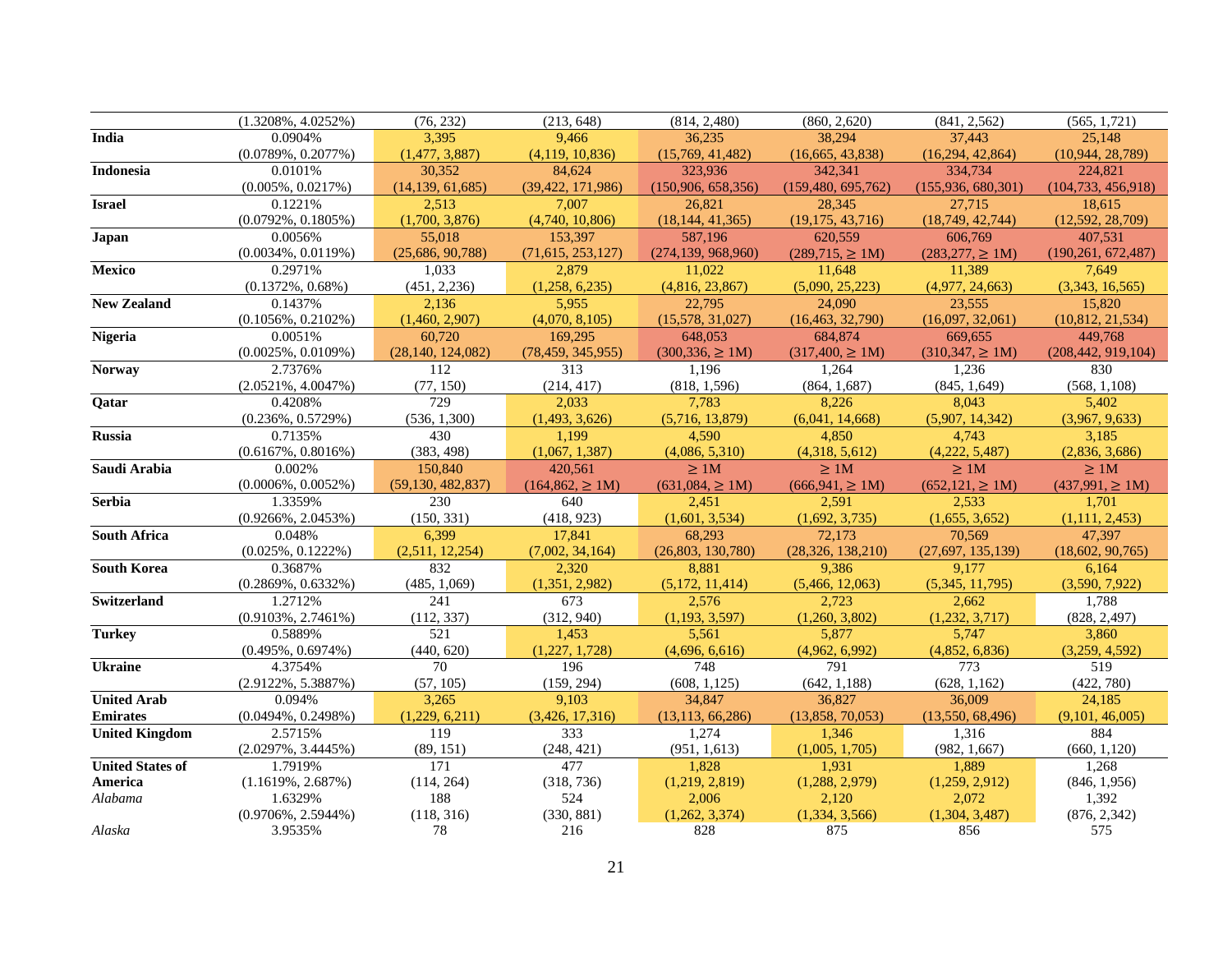| | (1.3208%, 4.0252%) | (76, 232) | (213, 648) | (814, 2,480) | (860, 2,620) | (841, 2,562) | (565, 1,721) |
|---|---|---|---|---|---|---|---|
| **India** | 0.0904% | 3,395 | 9,466 | 36,235 | 38,294 | 37,443 | 25,148 |
| | (0.0789%, 0.2077%) | (1,477, 3,887) | (4,119, 10,836) | (15,769, 41,482) | (16,665, 43,838) | (16,294, 42,864) | (10,944, 28,789) |
| **Indonesia** | 0.0101% | 30,352 | 84,624 | 323,936 | 342,341 | 334,734 | 224,821 |
| | (0.005%, 0.0217%) | (14,139, 61,685) | (39,422, 171,986) | (150,906, 658,356) | (159,480, 695,762) | (155,936, 680,301) | (104,733, 456,918) |
| **Israel** | 0.1221% | 2,513 | 7,007 | 26,821 | 28,345 | 27,715 | 18,615 |
| | (0.0792%, 0.1805%) | (1,700, 3,876) | (4,740, 10,806) | (18,144, 41,365) | (19,175, 43,716) | (18,749, 42,744) | (12,592, 28,709) |
| **Japan** | 0.0056% | 55,018 | 153,397 | 587,196 | 620,559 | 606,769 | 407,531 |
| | (0.0034%, 0.0119%) | (25,686, 90,788) | (71,615, 253,127) | (274,139, 968,960) | (289,715, ≥ 1M) | (283,277, ≥ 1M) | (190,261, 672,487) |
| **Mexico** | 0.2971% | 1,033 | 2,879 | 11,022 | 11,648 | 11,389 | 7,649 |
| | (0.1372%, 0.68%) | (451, 2,236) | (1,258, 6,235) | (4,816, 23,867) | (5,090, 25,223) | (4,977, 24,663) | (3,343, 16,565) |
| **New Zealand** | 0.1437% | 2,136 | 5,955 | 22,795 | 24,090 | 23,555 | 15,820 |
| | (0.1056%, 0.2102%) | (1,460, 2,907) | (4,070, 8,105) | (15,578, 31,027) | (16,463, 32,790) | (16,097, 32,061) | (10,812, 21,534) |
| **Nigeria** | 0.0051% | 60,720 | 169,295 | 648,053 | 684,874 | 669,655 | 449,768 |
| | (0.0025%, 0.0109%) | (28,140, 124,082) | (78,459, 345,955) | (300,336, ≥ 1M) | (317,400, ≥ 1M) | (310,347, ≥ 1M) | (208,442, 919,104) |
| **Norway** | 2.7376% | 112 | 313 | 1,196 | 1,264 | 1,236 | 830 |
| | (2.0521%, 4.0047%) | (77, 150) | (214, 417) | (818, 1,596) | (864, 1,687) | (845, 1,649) | (568, 1,108) |
| **Qatar** | 0.4208% | 729 | 2,033 | 7,783 | 8,226 | 8,043 | 5,402 |
| | (0.236%, 0.5729%) | (536, 1,300) | (1,493, 3,626) | (5,716, 13,879) | (6,041, 14,668) | (5,907, 14,342) | (3,967, 9,633) |
| **Russia** | 0.7135% | 430 | 1,199 | 4,590 | 4,850 | 4,743 | 3,185 |
| | (0.6167%, 0.8016%) | (383, 498) | (1,067, 1,387) | (4,086, 5,310) | (4,318, 5,612) | (4,222, 5,487) | (2,836, 3,686) |
| **Saudi Arabia** | 0.002% | 150,840 | 420,561 | ≥ 1M | ≥ 1M | ≥ 1M | ≥ 1M |
| | (0.0006%, 0.0052%) | (59,130, 482,837) | (164,862, ≥ 1M) | (631,084, ≥ 1M) | (666,941, ≥ 1M) | (652,121, ≥ 1M) | (437,991, ≥ 1M) |
| **Serbia** | 1.3359% | 230 | 640 | 2,451 | 2,591 | 2,533 | 1,701 |
| | (0.9266%, 2.0453%) | (150, 331) | (418, 923) | (1,601, 3,534) | (1,692, 3,735) | (1,655, 3,652) | (1,111, 2,453) |
| **South Africa** | 0.048% | 6,399 | 17,841 | 68,293 | 72,173 | 70,569 | 47,397 |
| | (0.025%, 0.1222%) | (2,511, 12,254) | (7,002, 34,164) | (26,803, 130,780) | (28,326, 138,210) | (27,697, 135,139) | (18,602, 90,765) |
| **South Korea** | 0.3687% | 832 | 2,320 | 8,881 | 9,386 | 9,177 | 6,164 |
| | (0.2869%, 0.6332%) | (485, 1,069) | (1,351, 2,982) | (5,172, 11,414) | (5,466, 12,063) | (5,345, 11,795) | (3,590, 7,922) |
| **Switzerland** | 1.2712% | 241 | 673 | 2,576 | 2,723 | 2,662 | 1,788 |
| | (0.9103%, 2.7461%) | (112, 337) | (312, 940) | (1,193, 3,597) | (1,260, 3,802) | (1,232, 3,717) | (828, 2,497) |
| **Turkey** | 0.5889% | 521 | 1,453 | 5,561 | 5,877 | 5,747 | 3,860 |
| | (0.495%, 0.6974%) | (440, 620) | (1,227, 1,728) | (4,696, 6,616) | (4,962, 6,992) | (4,852, 6,836) | (3,259, 4,592) |
| **Ukraine** | 4.3754% | 70 | 196 | 748 | 791 | 773 | 519 |
| | (2.9122%, 5.3887%) | (57, 105) | (159, 294) | (608, 1,125) | (642, 1,188) | (628, 1,162) | (422, 780) |
| **United Arab Emirates** | 0.094% | 3,265 | 9,103 | 34,847 | 36,827 | 36,009 | 24,185 |
| | (0.0494%, 0.2498%) | (1,229, 6,211) | (3,426, 17,316) | (13,113, 66,286) | (13,858, 70,053) | (13,550, 68,496) | (9,101, 46,005) |
| **United Kingdom** | 2.5715% | 119 | 333 | 1,274 | 1,346 | 1,316 | 884 |
| | (2.0297%, 3.4445%) | (89, 151) | (248, 421) | (951, 1,613) | (1,005, 1,705) | (982, 1,667) | (660, 1,120) |
| **United States of America** | 1.7919% | 171 | 477 | 1,828 | 1,931 | 1,889 | 1,268 |
| | (1.1619%, 2.687%) | (114, 264) | (318, 736) | (1,219, 2,819) | (1,288, 2,979) | (1,259, 2,912) | (846, 1,956) |
| *Alabama* | 1.6329% | 188 | 524 | 2,006 | 2,120 | 2,072 | 1,392 |
| | (0.9706%, 2.5944%) | (118, 316) | (330, 881) | (1,262, 3,374) | (1,334, 3,566) | (1,304, 3,487) | (876, 2,342) |
| *Alaska* | 3.9535% | 78 | 216 | 828 | 875 | 856 | 575 |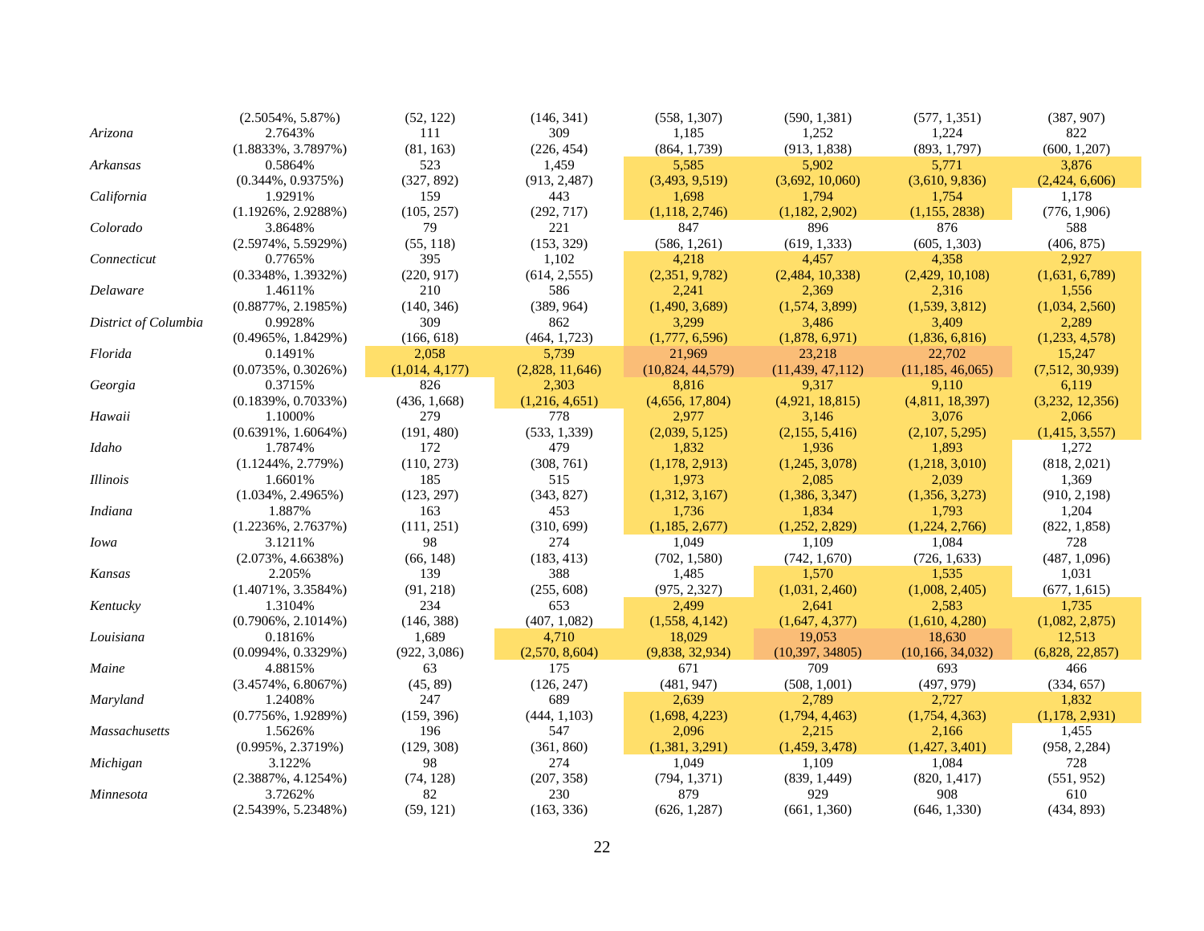| | | | | | | | |
|---|---|---|---|---|---|---|---|
| | (2.5054%, 5.87%) | (52, 122) | (146, 341) | (558, 1,307) | (590, 1,381) | (577, 1,351) | (387, 907) |
| *Arizona* | 2.7643% | 111 | 309 | 1,185 | 1,252 | 1,224 | 822 |
| | (1.8833%, 3.7897%) | (81, 163) | (226, 454) | (864, 1,739) | (913, 1,838) | (893, 1,797) | (600, 1,207) |
| *Arkansas* | 0.5864% | 523 | 1,459 | 5,585 | 5,902 | 5,771 | 3,876 |
| | (0.344%, 0.9375%) | (327, 892) | (913, 2,487) | (3,493, 9,519) | (3,692, 10,060) | (3,610, 9,836) | (2,424, 6,606) |
| *California* | 1.9291% | 159 | 443 | 1,698 | 1,794 | 1,754 | 1,178 |
| | (1.1926%, 2.9288%) | (105, 257) | (292, 717) | (1,118, 2,746) | (1,182, 2,902) | (1,155, 2838) | (776, 1,906) |
| *Colorado* | 3.8648% | 79 | 221 | 847 | 896 | 876 | 588 |
| | (2.5974%, 5.5929%) | (55, 118) | (153, 329) | (586, 1,261) | (619, 1,333) | (605, 1,303) | (406, 875) |
| *Connecticut* | 0.7765% | 395 | 1,102 | 4,218 | 4,457 | 4,358 | 2,927 |
| | (0.3348%, 1.3932%) | (220, 917) | (614, 2,555) | (2,351, 9,782) | (2,484, 10,338) | (2,429, 10,108) | (1,631, 6,789) |
| *Delaware* | 1.4611% | 210 | 586 | 2,241 | 2,369 | 2,316 | 1,556 |
| | (0.8877%, 2.1985%) | (140, 346) | (389, 964) | (1,490, 3,689) | (1,574, 3,899) | (1,539, 3,812) | (1,034, 2,560) |
| *District of Columbia* | 0.9928% | 309 | 862 | 3,299 | 3,486 | 3,409 | 2,289 |
| | (0.4965%, 1.8429%) | (166, 618) | (464, 1,723) | (1,777, 6,596) | (1,878, 6,971) | (1,836, 6,816) | (1,233, 4,578) |
| *Florida* | 0.1491% | 2,058 | 5,739 | 21,969 | 23,218 | 22,702 | 15,247 |
| | (0.0735%, 0.3026%) | (1,014, 4,177) | (2,828, 11,646) | (10,824, 44,579) | (11,439, 47,112) | (11,185, 46,065) | (7,512, 30,939) |
| *Georgia* | 0.3715% | 826 | 2,303 | 8,816 | 9,317 | 9,110 | 6,119 |
| | (0.1839%, 0.7033%) | (436, 1,668) | (1,216, 4,651) | (4,656, 17,804) | (4,921, 18,815) | (4,811, 18,397) | (3,232, 12,356) |
| *Hawaii* | 1.1000% | 279 | 778 | 2,977 | 3,146 | 3,076 | 2,066 |
| | (0.6391%, 1.6064%) | (191, 480) | (533, 1,339) | (2,039, 5,125) | (2,155, 5,416) | (2,107, 5,295) | (1,415, 3,557) |
| *Idaho* | 1.7874% | 172 | 479 | 1,832 | 1,936 | 1,893 | 1,272 |
| | (1.1244%, 2.779%) | (110, 273) | (308, 761) | (1,178, 2,913) | (1,245, 3,078) | (1,218, 3,010) | (818, 2,021) |
| *Illinois* | 1.6601% | 185 | 515 | 1,973 | 2,085 | 2,039 | 1,369 |
| | (1.034%, 2.4965%) | (123, 297) | (343, 827) | (1,312, 3,167) | (1,386, 3,347) | (1,356, 3,273) | (910, 2,198) |
| *Indiana* | 1.887% | 163 | 453 | 1,736 | 1,834 | 1,793 | 1,204 |
| | (1.2236%, 2.7637%) | (111, 251) | (310, 699) | (1,185, 2,677) | (1,252, 2,829) | (1,224, 2,766) | (822, 1,858) |
| *Iowa* | 3.1211% | 98 | 274 | 1,049 | 1,109 | 1,084 | 728 |
| | (2.073%, 4.6638%) | (66, 148) | (183, 413) | (702, 1,580) | (742, 1,670) | (726, 1,633) | (487, 1,096) |
| *Kansas* | 2.205% | 139 | 388 | 1,485 | 1,570 | 1,535 | 1,031 |
| | (1.4071%, 3.3584%) | (91, 218) | (255, 608) | (975, 2,327) | (1,031, 2,460) | (1,008, 2,405) | (677, 1,615) |
| *Kentucky* | 1.3104% | 234 | 653 | 2,499 | 2,641 | 2,583 | 1,735 |
| | (0.7906%, 2.1014%) | (146, 388) | (407, 1,082) | (1,558, 4,142) | (1,647, 4,377) | (1,610, 4,280) | (1,082, 2,875) |
| *Louisiana* | 0.1816% | 1,689 | 4,710 | 18,029 | 19,053 | 18,630 | 12,513 |
| | (0.0994%, 0.3329%) | (922, 3,086) | (2,570, 8,604) | (9,838, 32,934) | (10,397, 34805) | (10,166, 34,032) | (6,828, 22,857) |
| *Maine* | 4.8815% | 63 | 175 | 671 | 709 | 693 | 466 |
| | (3.4574%, 6.8067%) | (45, 89) | (126, 247) | (481, 947) | (508, 1,001) | (497, 979) | (334, 657) |
| *Maryland* | 1.2408% | 247 | 689 | 2,639 | 2,789 | 2,727 | 1,832 |
| | (0.7756%, 1.9289%) | (159, 396) | (444, 1,103) | (1,698, 4,223) | (1,794, 4,463) | (1,754, 4,363) | (1,178, 2,931) |
| *Massachusetts* | 1.5626% | 196 | 547 | 2,096 | 2,215 | 2,166 | 1,455 |
| | (0.995%, 2.3719%) | (129, 308) | (361, 860) | (1,381, 3,291) | (1,459, 3,478) | (1,427, 3,401) | (958, 2,284) |
| *Michigan* | 3.122% | 98 | 274 | 1,049 | 1,109 | 1,084 | 728 |
| | (2.3887%, 4.1254%) | (74, 128) | (207, 358) | (794, 1,371) | (839, 1,449) | (820, 1,417) | (551, 952) |
| *Minnesota* | 3.7262% | 82 | 230 | 879 | 929 | 908 | 610 |
| | (2.5439%, 5.2348%) | (59, 121) | (163, 336) | (626, 1,287) | (661, 1,360) | (646, 1,330) | (434, 893) |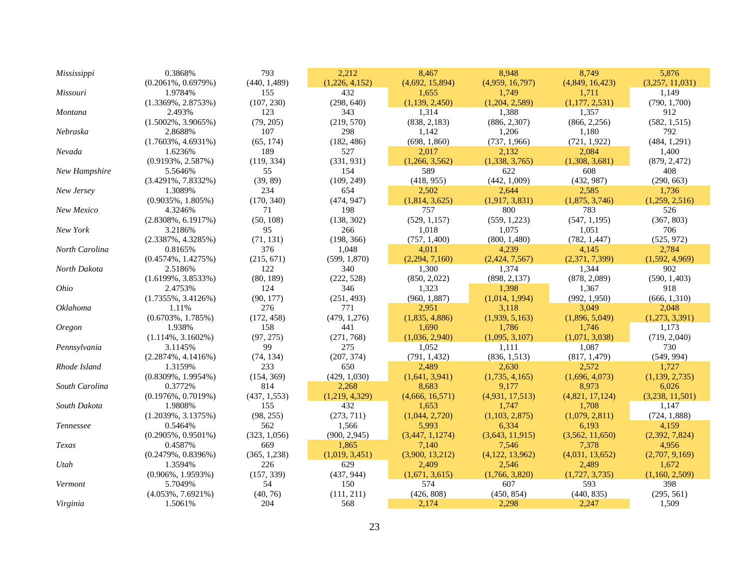| | | | | | | | |
|---|---|---|---|---|---|---|---|
| *Mississippi* | 0.3868% | 793 | 2,212 | 8,467 | 8,948 | 8,749 | 5,876 |
| | (0.2061%, 0.6979%) | (440, 1,489) | (1,226, 4,152) | (4,692, 15,894) | (4,959, 16,797) | (4,849, 16,423) | (3,257, 11,031) |
| *Missouri* | 1.9784% | 155 | 432 | 1,655 | 1,749 | 1,711 | 1,149 |
| | (1.3369%, 2.8753%) | (107, 230) | (298, 640) | (1,139, 2,450) | (1,204, 2,589) | (1,177, 2,531) | (790, 1,700) |
| *Montana* | 2.493% | 123 | 343 | 1,314 | 1,388 | 1,357 | 912 |
| | (1.5002%, 3.9065%) | (79, 205) | (219, 570) | (838, 2,183) | (886, 2,307) | (866, 2,256) | (582, 1,515) |
| *Nebraska* | 2.8688% | 107 | 298 | 1,142 | 1,206 | 1,180 | 792 |
| | (1.7603%, 4.6931%) | (65, 174) | (182, 486) | (698, 1,860) | (737, 1,966) | (721, 1,922) | (484, 1,291) |
| *Nevada* | 1.6236% | 189 | 527 | 2,017 | 2,132 | 2,084 | 1,400 |
| | (0.9193%, 2.587%) | (119, 334) | (331, 931) | (1,266, 3,562) | (1,338, 3,765) | (1,308, 3,681) | (879, 2,472) |
| *New Hampshire* | 5.5646% | 55 | 154 | 589 | 622 | 608 | 408 |
| | (3.4291%, 7.8332%) | (39, 89) | (109, 249) | (418, 955) | (442, 1,009) | (432, 987) | (290, 663) |
| *New Jersey* | 1.3089% | 234 | 654 | 2,502 | 2,644 | 2,585 | 1,736 |
| | (0.9035%, 1.805%) | (170, 340) | (474, 947) | (1,814, 3,625) | (1,917, 3,831) | (1,875, 3,746) | (1,259, 2,516) |
| *New Mexico* | 4.3246% | 71 | 198 | 757 | 800 | 783 | 526 |
| | (2.8308%, 6.1917%) | (50, 108) | (138, 302) | (529, 1,157) | (559, 1,223) | (547, 1,195) | (367, 803) |
| *New York* | 3.2186% | 95 | 266 | 1,018 | 1,075 | 1,051 | 706 |
| | (2.3387%, 4.3285%) | (71, 131) | (198, 366) | (757, 1,400) | (800, 1,480) | (782, 1,447) | (525, 972) |
| *North Carolina* | 0.8165% | 376 | 1,048 | 4,011 | 4,239 | 4,145 | 2,784 |
| | (0.4574%, 1.4275%) | (215, 671) | (599, 1,870) | (2,294, 7,160) | (2,424, 7,567) | (2,371, 7,399) | (1,592, 4,969) |
| *North Dakota* | 2.5186% | 122 | 340 | 1,300 | 1,374 | 1,344 | 902 |
| | (1.6199%, 3.8533%) | (80, 189) | (222, 528) | (850, 2,022) | (898, 2,137) | (878, 2,089) | (590, 1,403) |
| *Ohio* | 2.4753% | 124 | 346 | 1,323 | 1,398 | 1,367 | 918 |
| | (1.7355%, 3.4126%) | (90, 177) | (251, 493) | (960, 1,887) | (1,014, 1,994) | (992, 1,950) | (666, 1,310) |
| *Oklahoma* | 1.11% | 276 | 771 | 2,951 | 3,118 | 3,049 | 2,048 |
| | (0.6703%, 1.785%) | (172, 458) | (479, 1,276) | (1,835, 4,886) | (1,939, 5,163) | (1,896, 5,049) | (1,273, 3,391) |
| *Oregon* | 1.938% | 158 | 441 | 1,690 | 1,786 | 1,746 | 1,173 |
| | (1.114%, 3.1602%) | (97, 275) | (271, 768) | (1,036, 2,940) | (1,095, 3,107) | (1,071, 3,038) | (719, 2,040) |
| *Pennsylvania* | 3.1145% | 99 | 275 | 1,052 | 1,111 | 1,087 | 730 |
| | (2.2874%, 4.1416%) | (74, 134) | (207, 374) | (791, 1,432) | (836, 1,513) | (817, 1,479) | (549, 994) |
| *Rhode Island* | 1.3159% | 233 | 650 | 2,489 | 2,630 | 2,572 | 1,727 |
| | (0.8309%, 1.9954%) | (154, 369) | (429, 1,030) | (1,641, 3,941) | (1,735, 4,165) | (1,696, 4,073) | (1,139, 2,735) |
| *South Carolina* | 0.3772% | 814 | 2,268 | 8,683 | 9,177 | 8,973 | 6,026 |
| | (0.1976%, 0.7019%) | (437, 1,553) | (1,219, 4,329) | (4,666, 16,571) | (4,931, 17,513) | (4,821, 17,124) | (3,238, 11,501) |
| *South Dakota* | 1.9808% | 155 | 432 | 1,653 | 1,747 | 1,708 | 1,147 |
| | (1.2039%, 3.1375%) | (98, 255) | (273, 711) | (1,044, 2,720) | (1,103, 2,875) | (1,079, 2,811) | (724, 1,888) |
| *Tennessee* | 0.5464% | 562 | 1,566 | 5,993 | 6,334 | 6,193 | 4,159 |
| | (0.2905%, 0.9501%) | (323, 1,056) | (900, 2,945) | (3,447, 1,1274) | (3,643, 11,915) | (3,562, 11,650) | (2,392, 7,824) |
| *Texas* | 0.4587% | 669 | 1,865 | 7,140 | 7,546 | 7,378 | 4,956 |
| | (0.2479%, 0.8396%) | (365, 1,238) | (1,019, 3,451) | (3,900, 13,212) | (4,122, 13,962) | (4,031, 13,652) | (2,707, 9,169) |
| *Utah* | 1.3594% | 226 | 629 | 2,409 | 2,546 | 2,489 | 1,672 |
| | (0.906%, 1.9593%) | (157, 339) | (437, 944) | (1,671, 3,615) | (1,766, 3,820) | (1,727, 3,735) | (1,160, 2,509) |
| *Vermont* | 5.7049% | 54 | 150 | 574 | 607 | 593 | 398 |
| | (4.053%, 7.6921%) | (40, 76) | (111, 211) | (426, 808) | (450, 854) | (440, 835) | (295, 561) |
| *Virginia* | 1.5061% | 204 | 568 | 2,174 | 2,298 | 2,247 | 1,509 |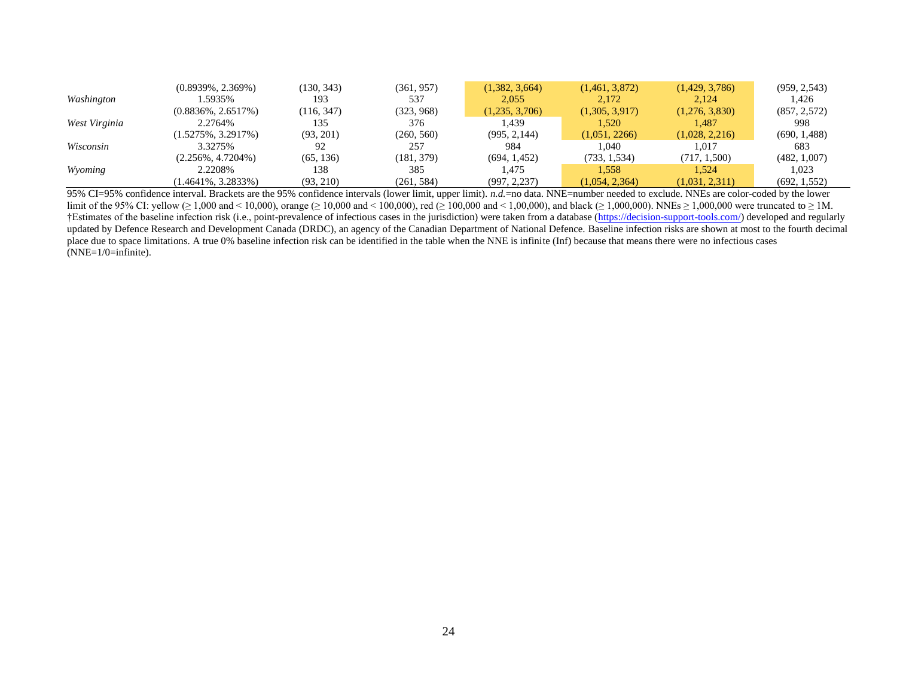| | | | | | | | |
|---|---|---|---|---|---|---|---|
| | (0.8939%, 2.369%) | (130, 343) | (361, 957) | (1,382, 3,664) | (1,461, 3,872) | (1,429, 3,786) | (959, 2,543) |
| *Washington* | 1.5935% | 193 | 537 | 2,055 | 2,172 | 2,124 | 1,426 |
| | (0.8836%, 2.6517%) | (116, 347) | (323, 968) | (1,235, 3,706) | (1,305, 3,917) | (1,276, 3,830) | (857, 2,572) |
| *West Virginia* | 2.2764% | 135 | 376 | 1,439 | 1,520 | 1,487 | 998 |
| | (1.5275%, 3.2917%) | (93, 201) | (260, 560) | (995, 2,144) | (1,051, 2266) | (1,028, 2,216) | (690, 1,488) |
| *Wisconsin* | 3.3275% | 92 | 257 | 984 | 1,040 | 1,017 | 683 |
| | (2.256%, 4.7204%) | (65, 136) | (181, 379) | (694, 1,452) | (733, 1,534) | (717, 1,500) | (482, 1,007) |
| *Wyoming* | 2.2208% | 138 | 385 | 1,475 | 1,558 | 1,524 | 1,023 |
| | (1.4641%, 3.2833%) | (93, 210) | (261, 584) | (997, 2,237) | (1,054, 2,364) | (1,031, 2,311) | (692, 1,552) |

95% CI=95% confidence interval. Brackets are the 95% confidence intervals (lower limit, upper limit). *n.d.*=no data. NNE=number needed to exclude. NNEs are color-coded by the lower limit of the 95% CI: yellow (≥ 1,000 and < 10,000), orange (≥ 10,000 and < 100,000), red (≥ 100,000 and < 1,00,000), and black (≥ 1,000,000). NNEs ≥ 1,000,000 were truncated to ≥ 1M.
†Estimates of the baseline infection risk (i.e., point-prevalence of infectious cases in the jurisdiction) were taken from a database (https://decision-support-tools.com/) developed and regularly updated by Defence Research and Development Canada (DRDC), an agency of the Canadian Department of National Defence. Baseline infection risks are shown at most to the fourth decimal place due to space limitations. A true 0% baseline infection risk can be identified in the table when the NNE is infinite (Inf) because that means there were no infectious cases (NNE=1/0=infinite).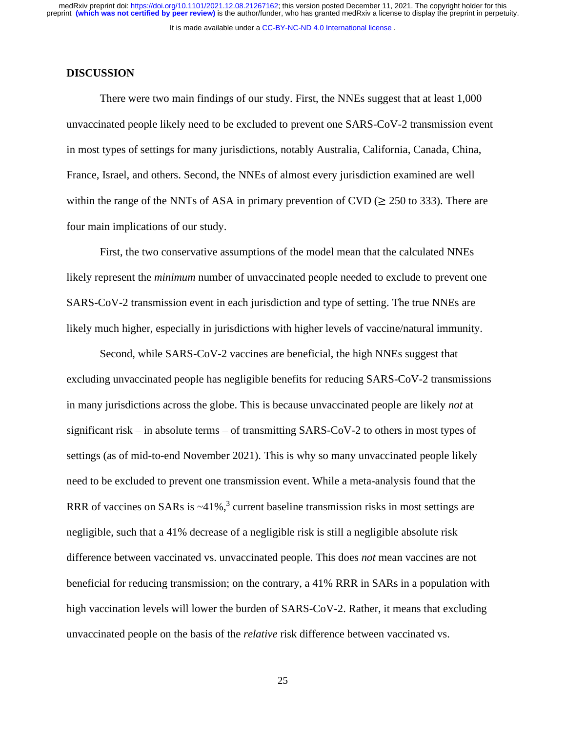## DISCUSSION

There were two main findings of our study. First, the NNEs suggest that at least 1,000 unvaccinated people likely need to be excluded to prevent one SARS-CoV-2 transmission event in most types of settings for many jurisdictions, notably Australia, California, Canada, China, France, Israel, and others. Second, the NNEs of almost every jurisdiction examined are well within the range of the NNTs of ASA in primary prevention of CVD ($\geq$ 250 to 333). There are four main implications of our study.

First, the two conservative assumptions of the model mean that the calculated NNEs likely represent the *minimum* number of unvaccinated people needed to exclude to prevent one SARS-CoV-2 transmission event in each jurisdiction and type of setting. The true NNEs are likely much higher, especially in jurisdictions with higher levels of vaccine/natural immunity.

Second, while SARS-CoV-2 vaccines are beneficial, the high NNEs suggest that excluding unvaccinated people has negligible benefits for reducing SARS-CoV-2 transmissions in many jurisdictions across the globe. This is because unvaccinated people are likely *not* at significant risk – in absolute terms – of transmitting SARS-CoV-2 to others in most types of settings (as of mid-to-end November 2021). This is why so many unvaccinated people likely need to be excluded to prevent one transmission event. While a meta-analysis found that the RRR of vaccines on SARs is ~41%,[3] current baseline transmission risks in most settings are negligible, such that a 41% decrease of a negligible risk is still a negligible absolute risk difference between vaccinated vs. unvaccinated people. This does *not* mean vaccines are not beneficial for reducing transmission; on the contrary, a 41% RRR in SARs in a population with high vaccination levels will lower the burden of SARS-CoV-2. Rather, it means that excluding unvaccinated people on the basis of the *relative* risk difference between vaccinated vs.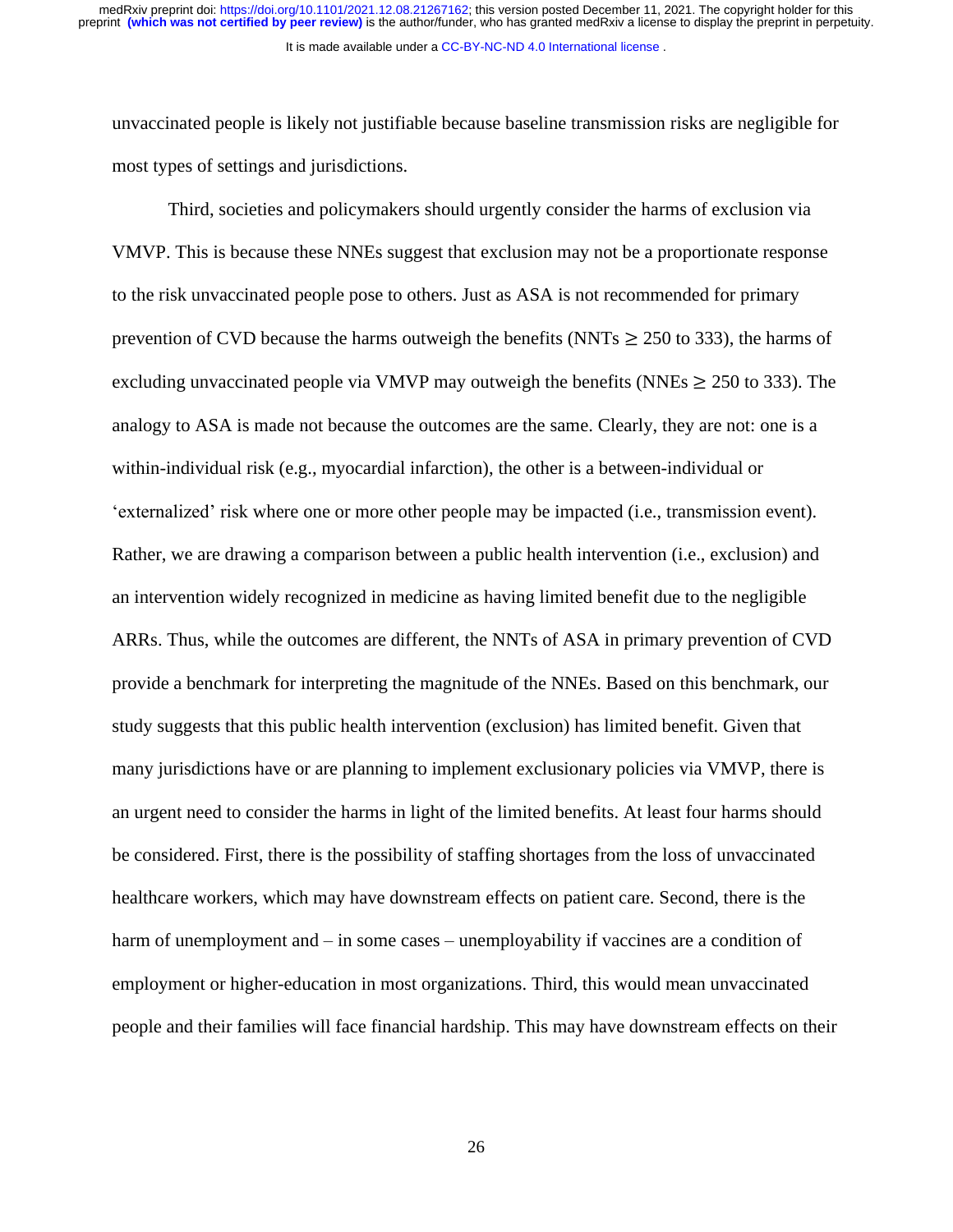unvaccinated people is likely not justifiable because baseline transmission risks are negligible for most types of settings and jurisdictions.

Third, societies and policymakers should urgently consider the harms of exclusion via VMVP. This is because these NNEs suggest that exclusion may not be a proportionate response to the risk unvaccinated people pose to others. Just as ASA is not recommended for primary prevention of CVD because the harms outweigh the benefits (NNTs $\geq$ 250 to 333), the harms of excluding unvaccinated people via VMVP may outweigh the benefits (NNEs $\geq$ 250 to 333). The analogy to ASA is made not because the outcomes are the same. Clearly, they are not: one is a within-individual risk (e.g., myocardial infarction), the other is a between-individual or 'externalized' risk where one or more other people may be impacted (i.e., transmission event). Rather, we are drawing a comparison between a public health intervention (i.e., exclusion) and an intervention widely recognized in medicine as having limited benefit due to the negligible ARRs. Thus, while the outcomes are different, the NNTs of ASA in primary prevention of CVD provide a benchmark for interpreting the magnitude of the NNEs. Based on this benchmark, our study suggests that this public health intervention (exclusion) has limited benefit. Given that many jurisdictions have or are planning to implement exclusionary policies via VMVP, there is an urgent need to consider the harms in light of the limited benefits. At least four harms should be considered. First, there is the possibility of staffing shortages from the loss of unvaccinated healthcare workers, which may have downstream effects on patient care. Second, there is the harm of unemployment and – in some cases – unemployability if vaccines are a condition of employment or higher-education in most organizations. Third, this would mean unvaccinated people and their families will face financial hardship. This may have downstream effects on their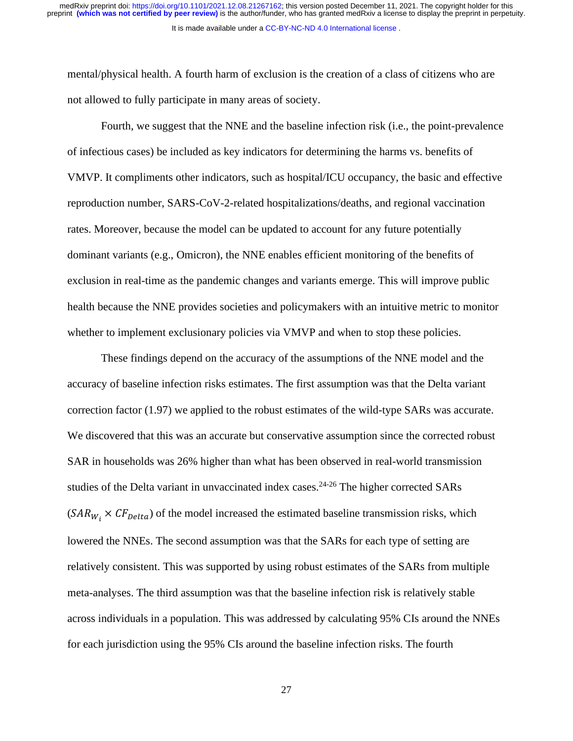mental/physical health. A fourth harm of exclusion is the creation of a class of citizens who are not allowed to fully participate in many areas of society.

Fourth, we suggest that the NNE and the baseline infection risk (i.e., the point-prevalence of infectious cases) be included as key indicators for determining the harms vs. benefits of VMVP. It compliments other indicators, such as hospital/ICU occupancy, the basic and effective reproduction number, SARS-CoV-2-related hospitalizations/deaths, and regional vaccination rates. Moreover, because the model can be updated to account for any future potentially dominant variants (e.g., Omicron), the NNE enables efficient monitoring of the benefits of exclusion in real-time as the pandemic changes and variants emerge. This will improve public health because the NNE provides societies and policymakers with an intuitive metric to monitor whether to implement exclusionary policies via VMVP and when to stop these policies.

These findings depend on the accuracy of the assumptions of the NNE model and the accuracy of baseline infection risks estimates. The first assumption was that the Delta variant correction factor (1.97) we applied to the robust estimates of the wild-type SARs was accurate. We discovered that this was an accurate but conservative assumption since the corrected robust SAR in households was 26% higher than what has been observed in real-world transmission studies of the Delta variant in unvaccinated index cases.[24-26] The higher corrected SARs ($SAR_{W_i} \times CF_{Delta}$) of the model increased the estimated baseline transmission risks, which lowered the NNEs. The second assumption was that the SARs for each type of setting are relatively consistent. This was supported by using robust estimates of the SARs from multiple meta-analyses. The third assumption was that the baseline infection risk is relatively stable across individuals in a population. This was addressed by calculating 95% CIs around the NNEs for each jurisdiction using the 95% CIs around the baseline infection risks. The fourth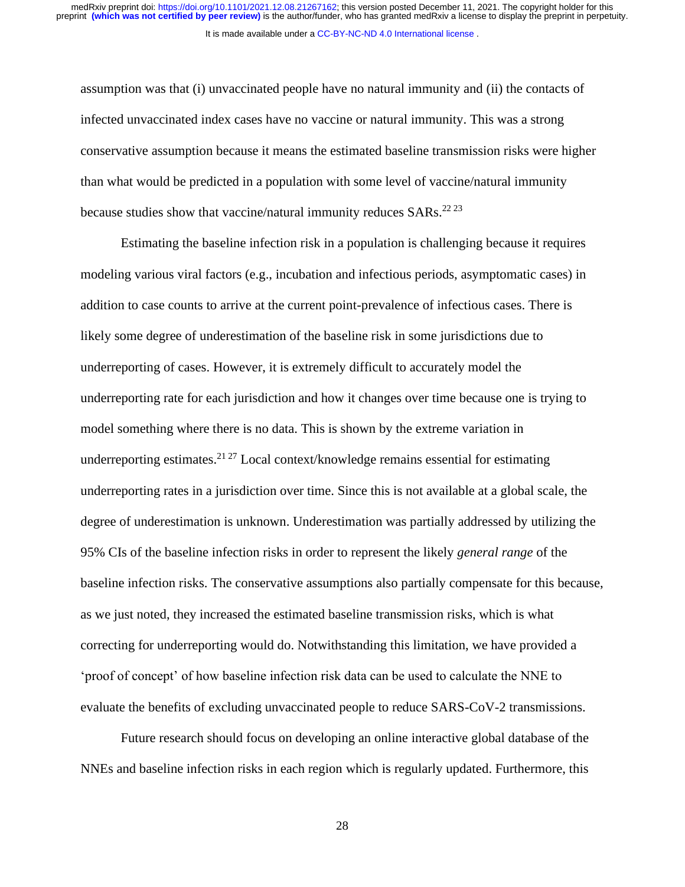assumption was that (i) unvaccinated people have no natural immunity and (ii) the contacts of infected unvaccinated index cases have no vaccine or natural immunity. This was a strong conservative assumption because it means the estimated baseline transmission risks were higher than what would be predicted in a population with some level of vaccine/natural immunity because studies show that vaccine/natural immunity reduces SARs.[22 23]

Estimating the baseline infection risk in a population is challenging because it requires modeling various viral factors (e.g., incubation and infectious periods, asymptomatic cases) in addition to case counts to arrive at the current point-prevalence of infectious cases. There is likely some degree of underestimation of the baseline risk in some jurisdictions due to underreporting of cases. However, it is extremely difficult to accurately model the underreporting rate for each jurisdiction and how it changes over time because one is trying to model something where there is no data. This is shown by the extreme variation in underreporting estimates.[21 27] Local context/knowledge remains essential for estimating underreporting rates in a jurisdiction over time. Since this is not available at a global scale, the degree of underestimation is unknown. Underestimation was partially addressed by utilizing the 95% CIs of the baseline infection risks in order to represent the likely *general range* of the baseline infection risks. The conservative assumptions also partially compensate for this because, as we just noted, they increased the estimated baseline transmission risks, which is what correcting for underreporting would do. Notwithstanding this limitation, we have provided a 'proof of concept' of how baseline infection risk data can be used to calculate the NNE to evaluate the benefits of excluding unvaccinated people to reduce SARS-CoV-2 transmissions.

Future research should focus on developing an online interactive global database of the NNEs and baseline infection risks in each region which is regularly updated. Furthermore, this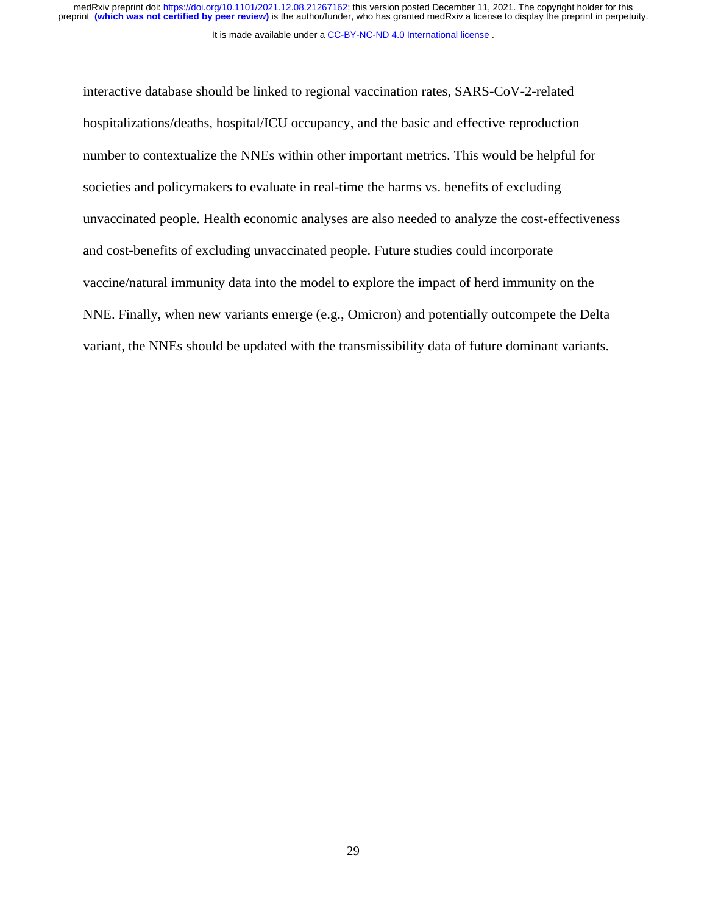interactive database should be linked to regional vaccination rates, SARS-CoV-2-related hospitalizations/deaths, hospital/ICU occupancy, and the basic and effective reproduction number to contextualize the NNEs within other important metrics. This would be helpful for societies and policymakers to evaluate in real-time the harms vs. benefits of excluding unvaccinated people. Health economic analyses are also needed to analyze the cost-effectiveness and cost-benefits of excluding unvaccinated people. Future studies could incorporate vaccine/natural immunity data into the model to explore the impact of herd immunity on the NNE. Finally, when new variants emerge (e.g., Omicron) and potentially outcompete the Delta variant, the NNEs should be updated with the transmissibility data of future dominant variants.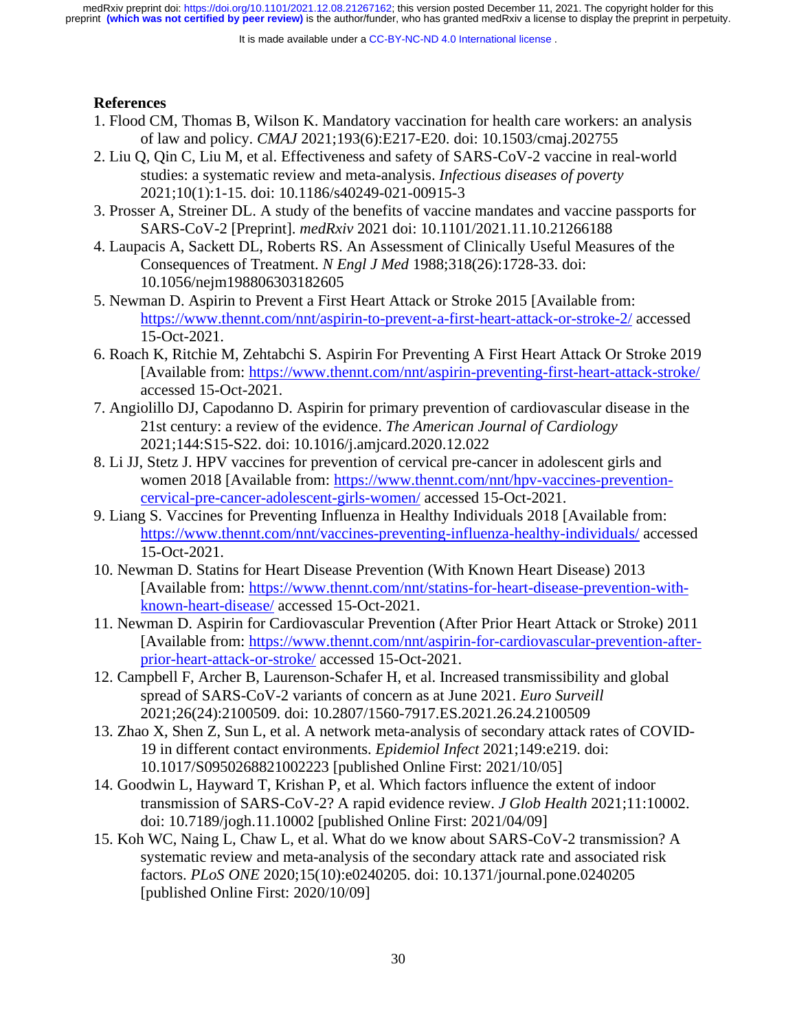## References

1. Flood CM, Thomas B, Wilson K. Mandatory vaccination for health care workers: an analysis of law and policy. *CMAJ* 2021;193(6):E217-E20. doi: 10.1503/cmaj.202755
2. Liu Q, Qin C, Liu M, et al. Effectiveness and safety of SARS-CoV-2 vaccine in real-world studies: a systematic review and meta-analysis. *Infectious diseases of poverty* 2021;10(1):1-15. doi: 10.1186/s40249-021-00915-3
3. Prosser A, Streiner DL. A study of the benefits of vaccine mandates and vaccine passports for SARS-CoV-2 [Preprint]. *medRxiv* 2021 doi: 10.1101/2021.11.10.21266188
4. Laupacis A, Sackett DL, Roberts RS. An Assessment of Clinically Useful Measures of the Consequences of Treatment. *N Engl J Med* 1988;318(26):1728-33. doi: 10.1056/nejm198806303182605
5. Newman D. Aspirin to Prevent a First Heart Attack or Stroke 2015 [Available from: https://www.thennt.com/nnt/aspirin-to-prevent-a-first-heart-attack-or-stroke-2/ accessed 15-Oct-2021.
6. Roach K, Ritchie M, Zehtabchi S. Aspirin For Preventing A First Heart Attack Or Stroke 2019 [Available from: https://www.thennt.com/nnt/aspirin-preventing-first-heart-attack-stroke/ accessed 15-Oct-2021.
7. Angiolillo DJ, Capodanno D. Aspirin for primary prevention of cardiovascular disease in the 21st century: a review of the evidence. *The American Journal of Cardiology* 2021;144:S15-S22. doi: 10.1016/j.amjcard.2020.12.022
8. Li JJ, Stetz J. HPV vaccines for prevention of cervical pre-cancer in adolescent girls and women 2018 [Available from: https://www.thennt.com/nnt/hpv-vaccines-prevention-cervical-pre-cancer-adolescent-girls-women/ accessed 15-Oct-2021.
9. Liang S. Vaccines for Preventing Influenza in Healthy Individuals 2018 [Available from: https://www.thennt.com/nnt/vaccines-preventing-influenza-healthy-individuals/ accessed 15-Oct-2021.
10. Newman D. Statins for Heart Disease Prevention (With Known Heart Disease) 2013 [Available from: https://www.thennt.com/nnt/statins-for-heart-disease-prevention-with-known-heart-disease/ accessed 15-Oct-2021.
11. Newman D. Aspirin for Cardiovascular Prevention (After Prior Heart Attack or Stroke) 2011 [Available from: https://www.thennt.com/nnt/aspirin-for-cardiovascular-prevention-after-prior-heart-attack-or-stroke/ accessed 15-Oct-2021.
12. Campbell F, Archer B, Laurenson-Schafer H, et al. Increased transmissibility and global spread of SARS-CoV-2 variants of concern as at June 2021. *Euro Surveill* 2021;26(24):2100509. doi: 10.2807/1560-7917.ES.2021.26.24.2100509
13. Zhao X, Shen Z, Sun L, et al. A network meta-analysis of secondary attack rates of COVID-19 in different contact environments. *Epidemiol Infect* 2021;149:e219. doi: 10.1017/S0950268821002223 [published Online First: 2021/10/05]
14. Goodwin L, Hayward T, Krishan P, et al. Which factors influence the extent of indoor transmission of SARS-CoV-2? A rapid evidence review. *J Glob Health* 2021;11:10002. doi: 10.7189/jogh.11.10002 [published Online First: 2021/04/09]
15. Koh WC, Naing L, Chaw L, et al. What do we know about SARS-CoV-2 transmission? A systematic review and meta-analysis of the secondary attack rate and associated risk factors. *PLoS ONE* 2020;15(10):e0240205. doi: 10.1371/journal.pone.0240205 [published Online First: 2020/10/09]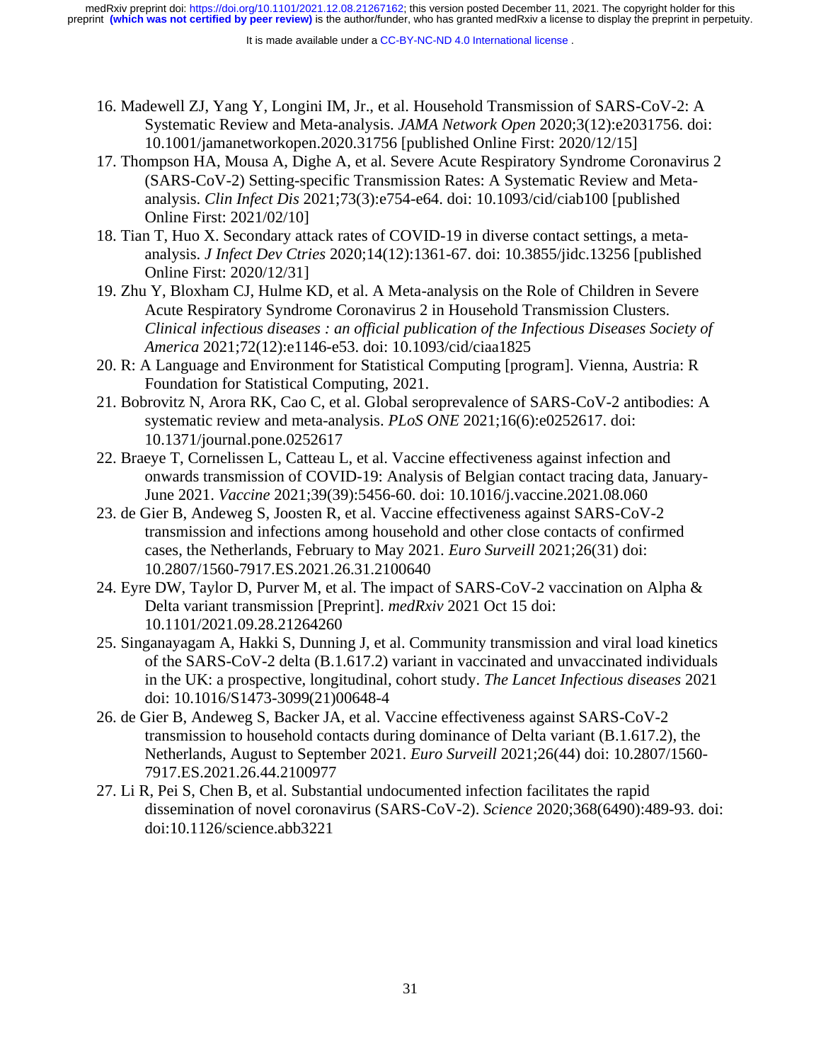16. Madewell ZJ, Yang Y, Longini IM, Jr., et al. Household Transmission of SARS-CoV-2: A Systematic Review and Meta-analysis. *JAMA Network Open* 2020;3(12):e2031756. doi: 10.1001/jamanetworkopen.2020.31756 [published Online First: 2020/12/15]
17. Thompson HA, Mousa A, Dighe A, et al. Severe Acute Respiratory Syndrome Coronavirus 2 (SARS-CoV-2) Setting-specific Transmission Rates: A Systematic Review and Meta-analysis. *Clin Infect Dis* 2021;73(3):e754-e64. doi: 10.1093/cid/ciab100 [published Online First: 2021/02/10]
18. Tian T, Huo X. Secondary attack rates of COVID-19 in diverse contact settings, a meta-analysis. *J Infect Dev Ctries* 2020;14(12):1361-67. doi: 10.3855/jidc.13256 [published Online First: 2020/12/31]
19. Zhu Y, Bloxham CJ, Hulme KD, et al. A Meta-analysis on the Role of Children in Severe Acute Respiratory Syndrome Coronavirus 2 in Household Transmission Clusters. *Clinical infectious diseases : an official publication of the Infectious Diseases Society of America* 2021;72(12):e1146-e53. doi: 10.1093/cid/ciaa1825
20. R: A Language and Environment for Statistical Computing [program]. Vienna, Austria: R Foundation for Statistical Computing, 2021.
21. Bobrovitz N, Arora RK, Cao C, et al. Global seroprevalence of SARS-CoV-2 antibodies: A systematic review and meta-analysis. *PLoS ONE* 2021;16(6):e0252617. doi: 10.1371/journal.pone.0252617
22. Braeye T, Cornelissen L, Catteau L, et al. Vaccine effectiveness against infection and onwards transmission of COVID-19: Analysis of Belgian contact tracing data, January-June 2021. *Vaccine* 2021;39(39):5456-60. doi: 10.1016/j.vaccine.2021.08.060
23. de Gier B, Andeweg S, Joosten R, et al. Vaccine effectiveness against SARS-CoV-2 transmission and infections among household and other close contacts of confirmed cases, the Netherlands, February to May 2021. *Euro Surveill* 2021;26(31) doi: 10.2807/1560-7917.ES.2021.26.31.2100640
24. Eyre DW, Taylor D, Purver M, et al. The impact of SARS-CoV-2 vaccination on Alpha & Delta variant transmission [Preprint]. *medRxiv* 2021 Oct 15 doi: 10.1101/2021.09.28.21264260
25. Singanayagam A, Hakki S, Dunning J, et al. Community transmission and viral load kinetics of the SARS-CoV-2 delta (B.1.617.2) variant in vaccinated and unvaccinated individuals in the UK: a prospective, longitudinal, cohort study. *The Lancet Infectious diseases* 2021 doi: 10.1016/S1473-3099(21)00648-4
26. de Gier B, Andeweg S, Backer JA, et al. Vaccine effectiveness against SARS-CoV-2 transmission to household contacts during dominance of Delta variant (B.1.617.2), the Netherlands, August to September 2021. *Euro Surveill* 2021;26(44) doi: 10.2807/1560-7917.ES.2021.26.44.2100977
27. Li R, Pei S, Chen B, et al. Substantial undocumented infection facilitates the rapid dissemination of novel coronavirus (SARS-CoV-2). *Science* 2020;368(6490):489-93. doi: doi:10.1126/science.abb3221